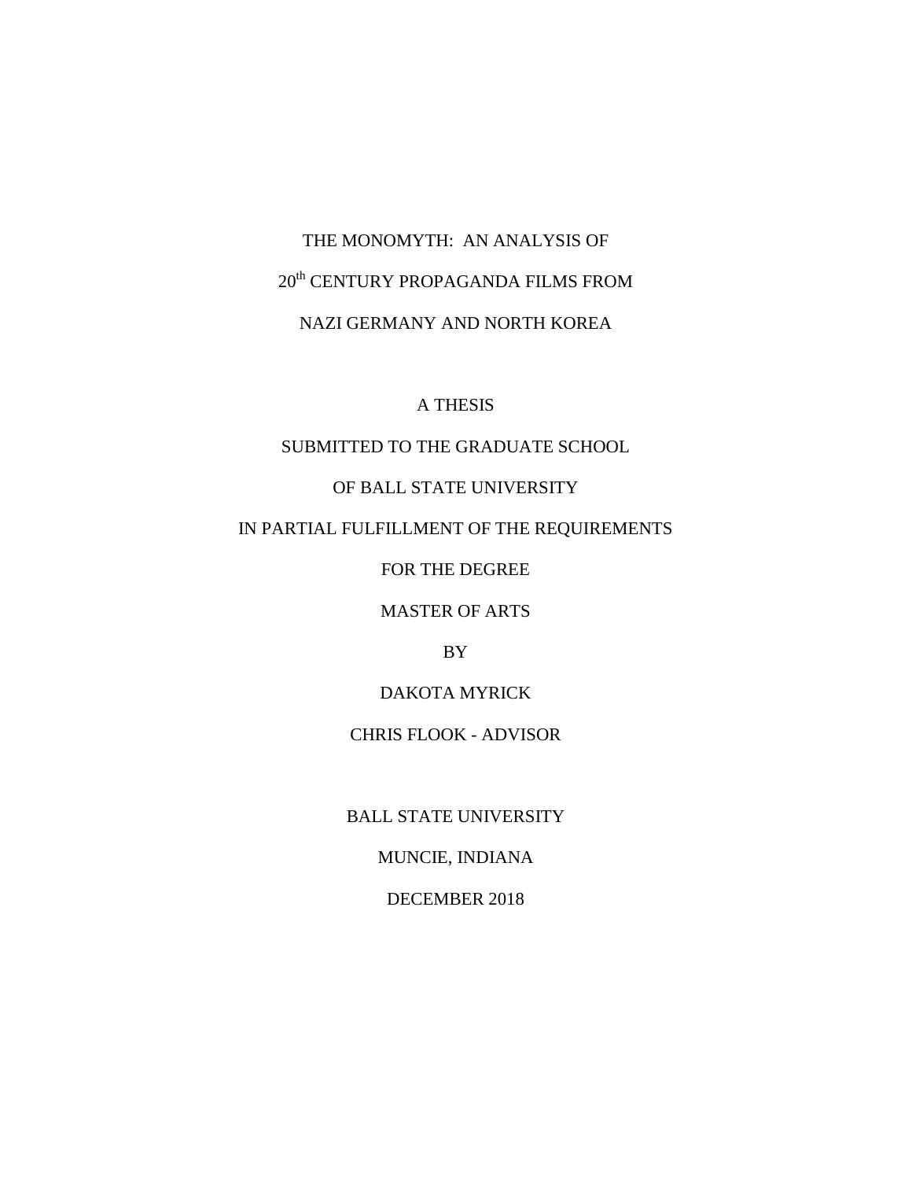# THE MONOMYTH: AN ANALYSIS OF 20$^{th}$ CENTURY PROPAGANDA FILMS FROM NAZI GERMANY AND NORTH KOREA

A THESIS

SUBMITTED TO THE GRADUATE SCHOOL

OF BALL STATE UNIVERSITY

IN PARTIAL FULFILLMENT OF THE REQUIREMENTS

FOR THE DEGREE

MASTER OF ARTS

BY

DAKOTA MYRICK

CHRIS FLOOK - ADVISOR

BALL STATE UNIVERSITY

MUNCIE, INDIANA

DECEMBER 2018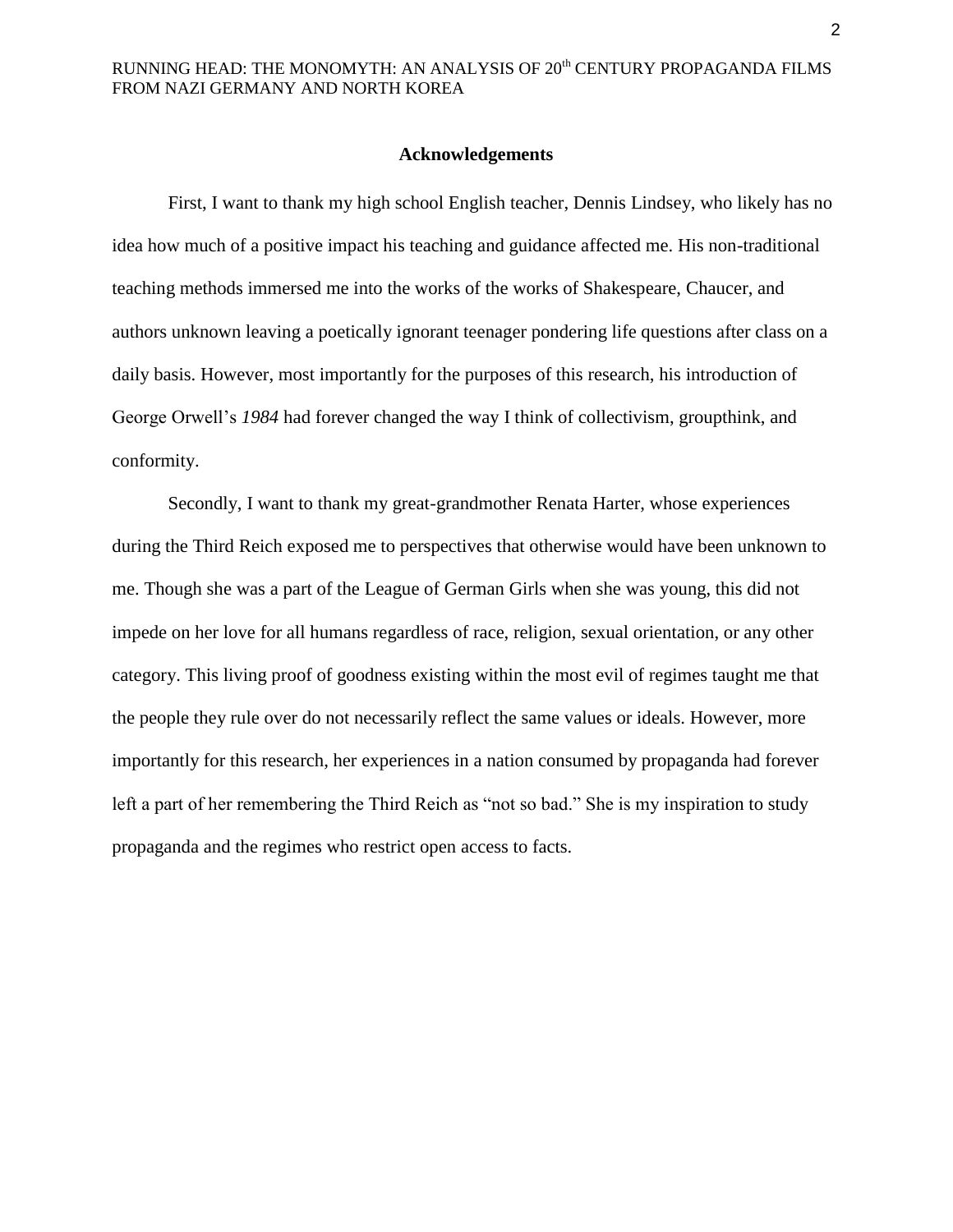## Acknowledgements

First, I want to thank my high school English teacher, Dennis Lindsey, who likely has no idea how much of a positive impact his teaching and guidance affected me. His non-traditional teaching methods immersed me into the works of the works of Shakespeare, Chaucer, and authors unknown leaving a poetically ignorant teenager pondering life questions after class on a daily basis. However, most importantly for the purposes of this research, his introduction of George Orwell's *1984* had forever changed the way I think of collectivism, groupthink, and conformity.

Secondly, I want to thank my great-grandmother Renata Harter, whose experiences during the Third Reich exposed me to perspectives that otherwise would have been unknown to me. Though she was a part of the League of German Girls when she was young, this did not impede on her love for all humans regardless of race, religion, sexual orientation, or any other category. This living proof of goodness existing within the most evil of regimes taught me that the people they rule over do not necessarily reflect the same values or ideals. However, more importantly for this research, her experiences in a nation consumed by propaganda had forever left a part of her remembering the Third Reich as "not so bad." She is my inspiration to study propaganda and the regimes who restrict open access to facts.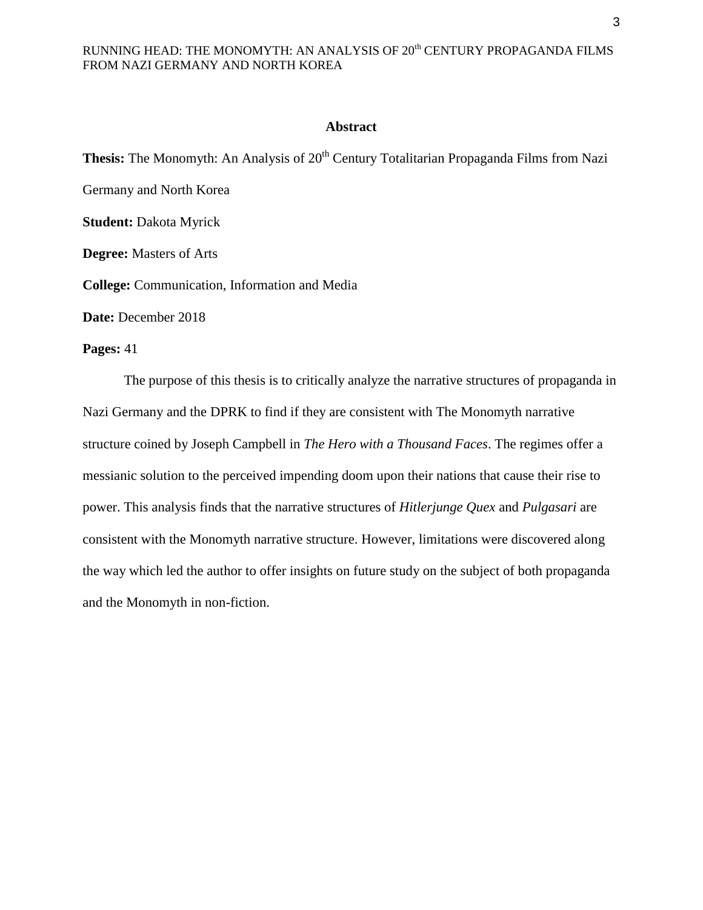## Abstract

**Thesis:** The Monomyth: An Analysis of 20th Century Totalitarian Propaganda Films from Nazi Germany and North Korea

**Student:** Dakota Myrick

**Degree:** Masters of Arts

**College:** Communication, Information and Media

**Date:** December 2018

**Pages:** 41

The purpose of this thesis is to critically analyze the narrative structures of propaganda in Nazi Germany and the DPRK to find if they are consistent with The Monomyth narrative structure coined by Joseph Campbell in *The Hero with a Thousand Faces*. The regimes offer a messianic solution to the perceived impending doom upon their nations that cause their rise to power. This analysis finds that the narrative structures of *Hitlerjunge Quex* and *Pulgasari* are consistent with the Monomyth narrative structure. However, limitations were discovered along the way which led the author to offer insights on future study on the subject of both propaganda and the Monomyth in non-fiction.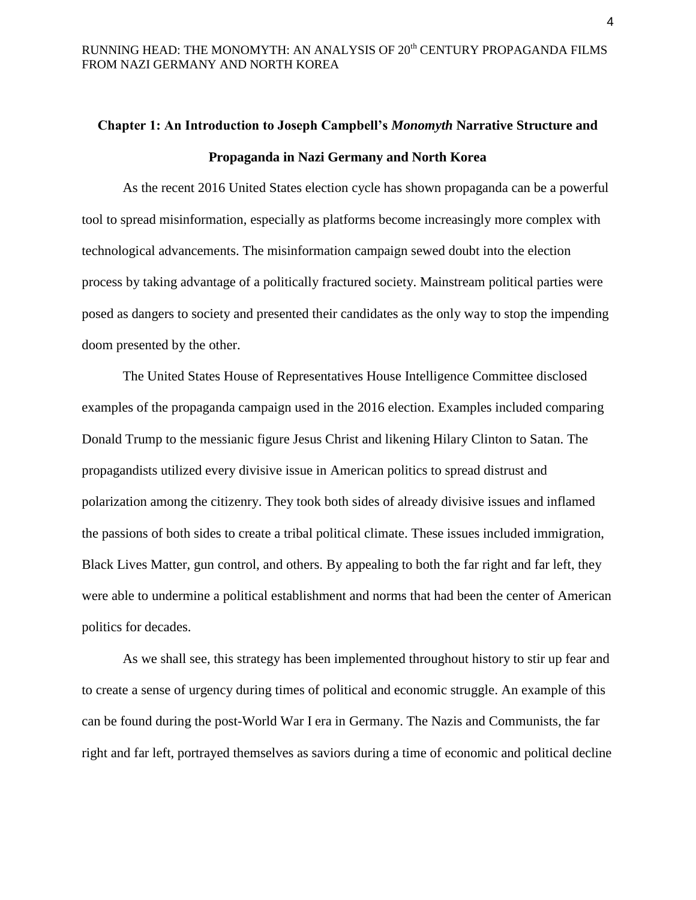## Chapter 1: An Introduction to Joseph Campbell's *Monomyth* Narrative Structure and Propaganda in Nazi Germany and North Korea

As the recent 2016 United States election cycle has shown propaganda can be a powerful tool to spread misinformation, especially as platforms become increasingly more complex with technological advancements. The misinformation campaign sewed doubt into the election process by taking advantage of a politically fractured society. Mainstream political parties were posed as dangers to society and presented their candidates as the only way to stop the impending doom presented by the other.

The United States House of Representatives House Intelligence Committee disclosed examples of the propaganda campaign used in the 2016 election. Examples included comparing Donald Trump to the messianic figure Jesus Christ and likening Hilary Clinton to Satan. The propagandists utilized every divisive issue in American politics to spread distrust and polarization among the citizenry. They took both sides of already divisive issues and inflamed the passions of both sides to create a tribal political climate. These issues included immigration, Black Lives Matter, gun control, and others. By appealing to both the far right and far left, they were able to undermine a political establishment and norms that had been the center of American politics for decades.

As we shall see, this strategy has been implemented throughout history to stir up fear and to create a sense of urgency during times of political and economic struggle. An example of this can be found during the post-World War I era in Germany. The Nazis and Communists, the far right and far left, portrayed themselves as saviors during a time of economic and political decline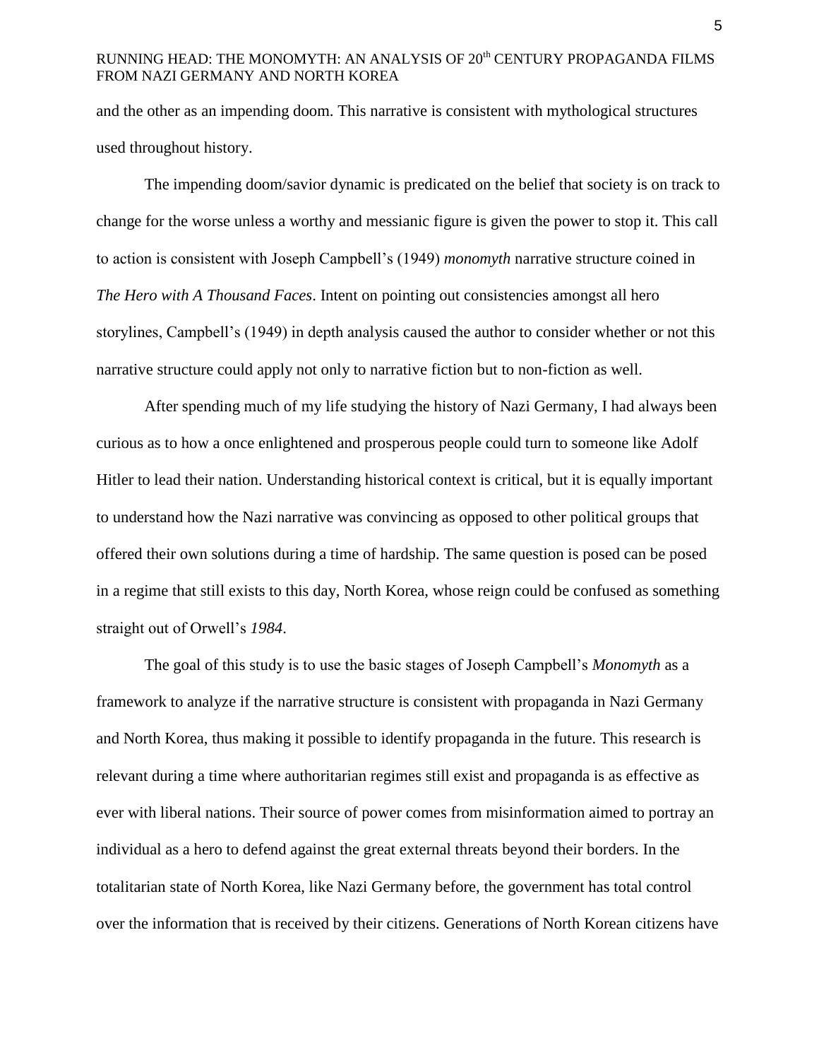and the other as an impending doom. This narrative is consistent with mythological structures used throughout history.

The impending doom/savior dynamic is predicated on the belief that society is on track to change for the worse unless a worthy and messianic figure is given the power to stop it. This call to action is consistent with Joseph Campbell's (1949) *monomyth* narrative structure coined in *The Hero with A Thousand Faces*. Intent on pointing out consistencies amongst all hero storylines, Campbell's (1949) in depth analysis caused the author to consider whether or not this narrative structure could apply not only to narrative fiction but to non-fiction as well.

After spending much of my life studying the history of Nazi Germany, I had always been curious as to how a once enlightened and prosperous people could turn to someone like Adolf Hitler to lead their nation. Understanding historical context is critical, but it is equally important to understand how the Nazi narrative was convincing as opposed to other political groups that offered their own solutions during a time of hardship. The same question is posed can be posed in a regime that still exists to this day, North Korea, whose reign could be confused as something straight out of Orwell's *1984*.

The goal of this study is to use the basic stages of Joseph Campbell's *Monomyth* as a framework to analyze if the narrative structure is consistent with propaganda in Nazi Germany and North Korea, thus making it possible to identify propaganda in the future. This research is relevant during a time where authoritarian regimes still exist and propaganda is as effective as ever with liberal nations. Their source of power comes from misinformation aimed to portray an individual as a hero to defend against the great external threats beyond their borders. In the totalitarian state of North Korea, like Nazi Germany before, the government has total control over the information that is received by their citizens. Generations of North Korean citizens have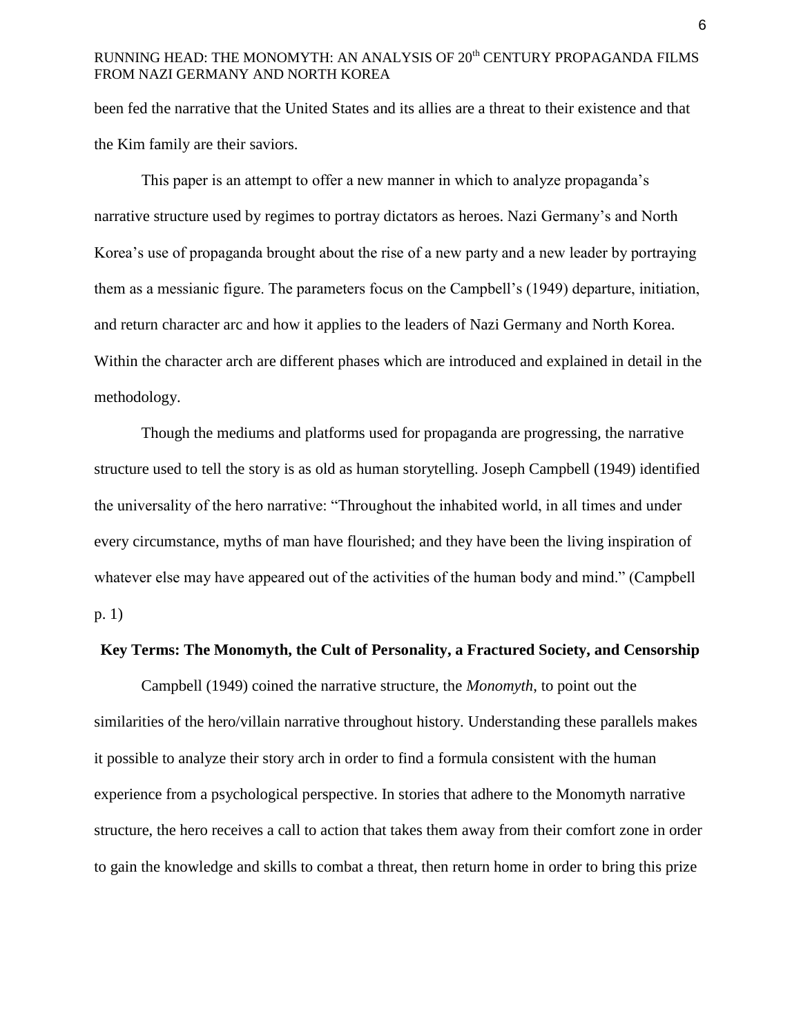been fed the narrative that the United States and its allies are a threat to their existence and that the Kim family are their saviors.

This paper is an attempt to offer a new manner in which to analyze propaganda's narrative structure used by regimes to portray dictators as heroes. Nazi Germany's and North Korea's use of propaganda brought about the rise of a new party and a new leader by portraying them as a messianic figure. The parameters focus on the Campbell's (1949) departure, initiation, and return character arc and how it applies to the leaders of Nazi Germany and North Korea. Within the character arch are different phases which are introduced and explained in detail in the methodology.

Though the mediums and platforms used for propaganda are progressing, the narrative structure used to tell the story is as old as human storytelling. Joseph Campbell (1949) identified the universality of the hero narrative: "Throughout the inhabited world, in all times and under every circumstance, myths of man have flourished; and they have been the living inspiration of whatever else may have appeared out of the activities of the human body and mind." (Campbell p. 1)

## Key Terms: The Monomyth, the Cult of Personality, a Fractured Society, and Censorship

Campbell (1949) coined the narrative structure, the *Monomyth*, to point out the similarities of the hero/villain narrative throughout history. Understanding these parallels makes it possible to analyze their story arch in order to find a formula consistent with the human experience from a psychological perspective. In stories that adhere to the Monomyth narrative structure, the hero receives a call to action that takes them away from their comfort zone in order to gain the knowledge and skills to combat a threat, then return home in order to bring this prize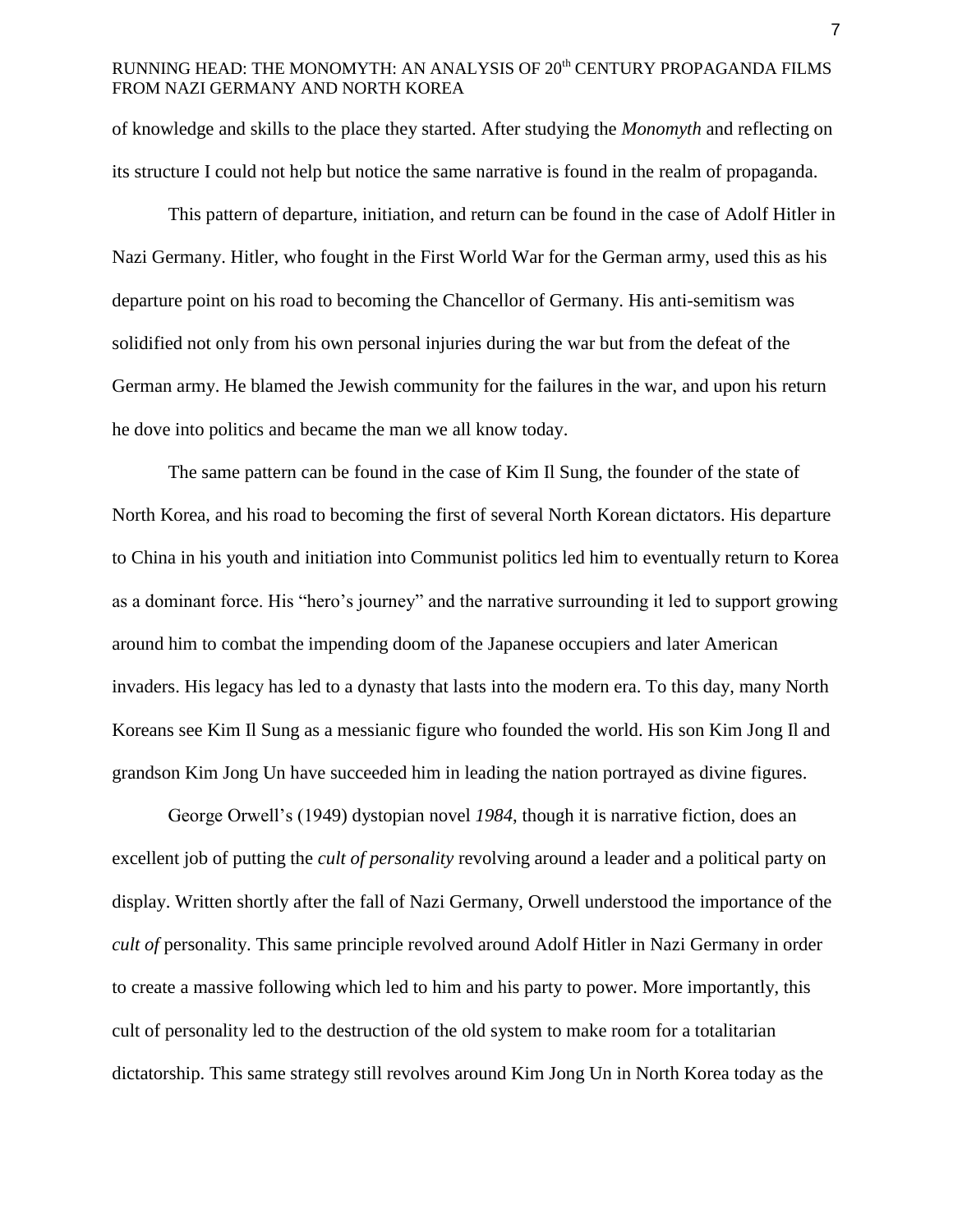of knowledge and skills to the place they started. After studying the *Monomyth* and reflecting on its structure I could not help but notice the same narrative is found in the realm of propaganda.

This pattern of departure, initiation, and return can be found in the case of Adolf Hitler in Nazi Germany. Hitler, who fought in the First World War for the German army, used this as his departure point on his road to becoming the Chancellor of Germany. His anti-semitism was solidified not only from his own personal injuries during the war but from the defeat of the German army. He blamed the Jewish community for the failures in the war, and upon his return he dove into politics and became the man we all know today.

The same pattern can be found in the case of Kim Il Sung, the founder of the state of North Korea, and his road to becoming the first of several North Korean dictators. His departure to China in his youth and initiation into Communist politics led him to eventually return to Korea as a dominant force. His "hero's journey" and the narrative surrounding it led to support growing around him to combat the impending doom of the Japanese occupiers and later American invaders. His legacy has led to a dynasty that lasts into the modern era. To this day, many North Koreans see Kim Il Sung as a messianic figure who founded the world. His son Kim Jong Il and grandson Kim Jong Un have succeeded him in leading the nation portrayed as divine figures.

George Orwell's (1949) dystopian novel *1984*, though it is narrative fiction, does an excellent job of putting the *cult of personality* revolving around a leader and a political party on display. Written shortly after the fall of Nazi Germany, Orwell understood the importance of the *cult of* personality. This same principle revolved around Adolf Hitler in Nazi Germany in order to create a massive following which led to him and his party to power. More importantly, this cult of personality led to the destruction of the old system to make room for a totalitarian dictatorship. This same strategy still revolves around Kim Jong Un in North Korea today as the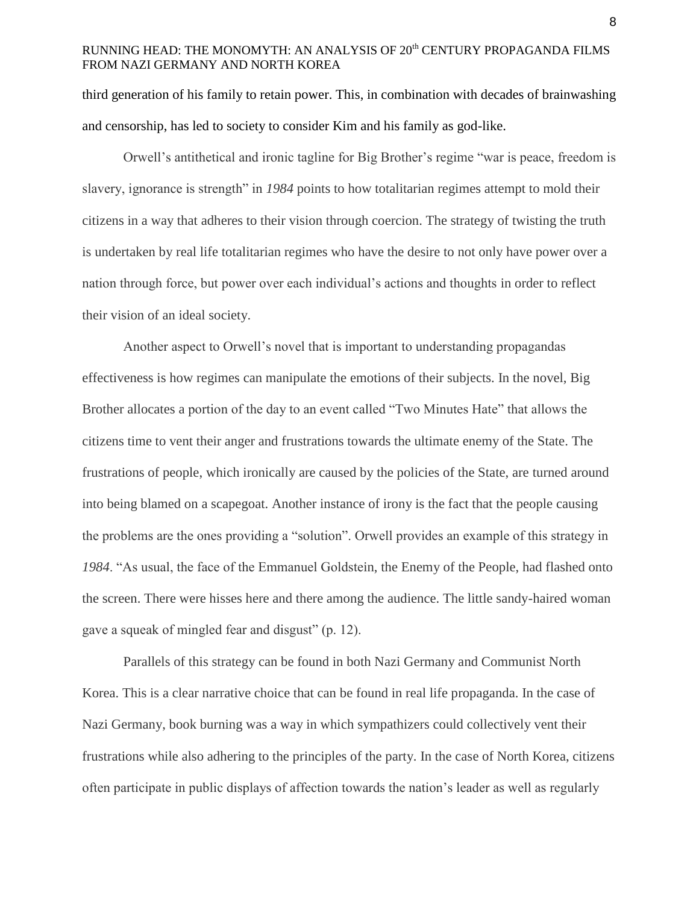third generation of his family to retain power. This, in combination with decades of brainwashing and censorship, has led to society to consider Kim and his family as god-like.

Orwell's antithetical and ironic tagline for Big Brother's regime "war is peace, freedom is slavery, ignorance is strength" in *1984* points to how totalitarian regimes attempt to mold their citizens in a way that adheres to their vision through coercion. The strategy of twisting the truth is undertaken by real life totalitarian regimes who have the desire to not only have power over a nation through force, but power over each individual's actions and thoughts in order to reflect their vision of an ideal society.

Another aspect to Orwell's novel that is important to understanding propagandas effectiveness is how regimes can manipulate the emotions of their subjects. In the novel, Big Brother allocates a portion of the day to an event called "Two Minutes Hate" that allows the citizens time to vent their anger and frustrations towards the ultimate enemy of the State. The frustrations of people, which ironically are caused by the policies of the State, are turned around into being blamed on a scapegoat. Another instance of irony is the fact that the people causing the problems are the ones providing a "solution". Orwell provides an example of this strategy in *1984*. "As usual, the face of the Emmanuel Goldstein, the Enemy of the People, had flashed onto the screen. There were hisses here and there among the audience. The little sandy-haired woman gave a squeak of mingled fear and disgust" (p. 12).

Parallels of this strategy can be found in both Nazi Germany and Communist North Korea. This is a clear narrative choice that can be found in real life propaganda. In the case of Nazi Germany, book burning was a way in which sympathizers could collectively vent their frustrations while also adhering to the principles of the party. In the case of North Korea, citizens often participate in public displays of affection towards the nation's leader as well as regularly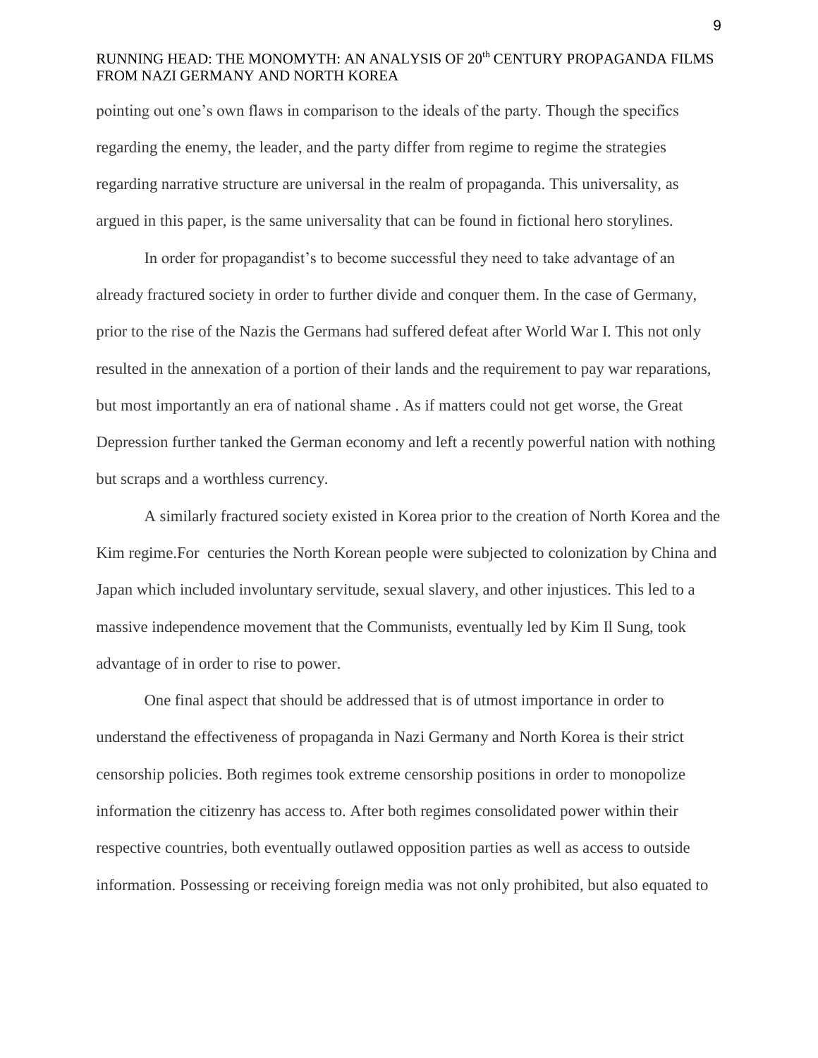pointing out one's own flaws in comparison to the ideals of the party. Though the specifics regarding the enemy, the leader, and the party differ from regime to regime the strategies regarding narrative structure are universal in the realm of propaganda. This universality, as argued in this paper, is the same universality that can be found in fictional hero storylines.

In order for propagandist's to become successful they need to take advantage of an already fractured society in order to further divide and conquer them. In the case of Germany, prior to the rise of the Nazis the Germans had suffered defeat after World War I. This not only resulted in the annexation of a portion of their lands and the requirement to pay war reparations, but most importantly an era of national shame . As if matters could not get worse, the Great Depression further tanked the German economy and left a recently powerful nation with nothing but scraps and a worthless currency.

A similarly fractured society existed in Korea prior to the creation of North Korea and the Kim regime.For centuries the North Korean people were subjected to colonization by China and Japan which included involuntary servitude, sexual slavery, and other injustices. This led to a massive independence movement that the Communists, eventually led by Kim Il Sung, took advantage of in order to rise to power.

One final aspect that should be addressed that is of utmost importance in order to understand the effectiveness of propaganda in Nazi Germany and North Korea is their strict censorship policies. Both regimes took extreme censorship positions in order to monopolize information the citizenry has access to. After both regimes consolidated power within their respective countries, both eventually outlawed opposition parties as well as access to outside information. Possessing or receiving foreign media was not only prohibited, but also equated to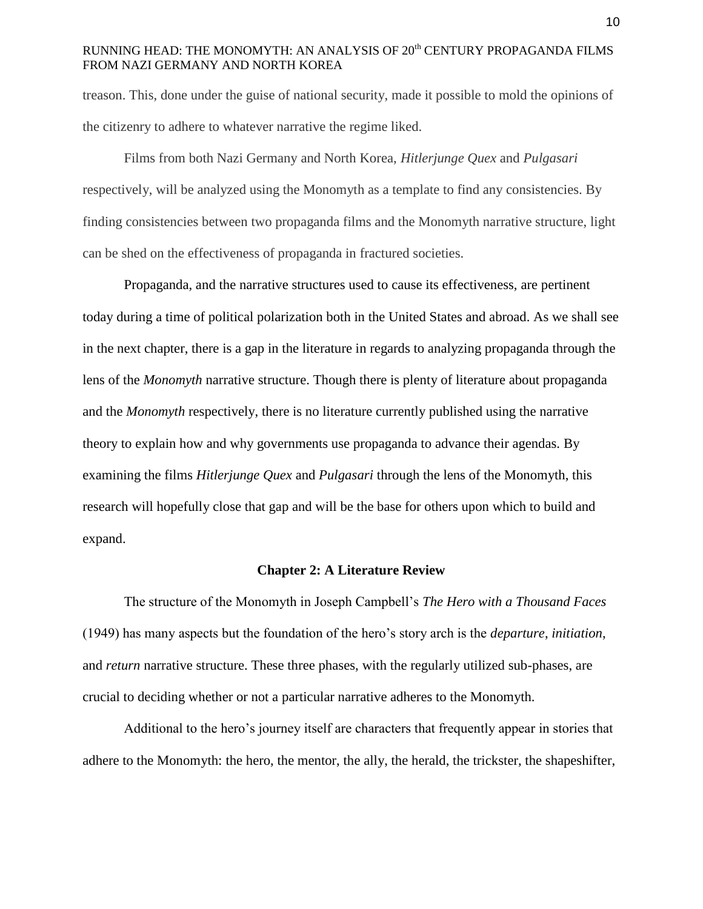treason. This, done under the guise of national security, made it possible to mold the opinions of the citizenry to adhere to whatever narrative the regime liked.

Films from both Nazi Germany and North Korea, *Hitlerjunge Quex* and *Pulgasari* respectively, will be analyzed using the Monomyth as a template to find any consistencies. By finding consistencies between two propaganda films and the Monomyth narrative structure, light can be shed on the effectiveness of propaganda in fractured societies.

Propaganda, and the narrative structures used to cause its effectiveness, are pertinent today during a time of political polarization both in the United States and abroad. As we shall see in the next chapter, there is a gap in the literature in regards to analyzing propaganda through the lens of the *Monomyth* narrative structure. Though there is plenty of literature about propaganda and the *Monomyth* respectively, there is no literature currently published using the narrative theory to explain how and why governments use propaganda to advance their agendas. By examining the films *Hitlerjunge Quex* and *Pulgasari* through the lens of the Monomyth, this research will hopefully close that gap and will be the base for others upon which to build and expand.

## Chapter 2: A Literature Review

The structure of the Monomyth in Joseph Campbell's *The Hero with a Thousand Faces* (1949) has many aspects but the foundation of the hero's story arch is the *departure*, *initiation*, and *return* narrative structure. These three phases, with the regularly utilized sub-phases, are crucial to deciding whether or not a particular narrative adheres to the Monomyth.

Additional to the hero's journey itself are characters that frequently appear in stories that adhere to the Monomyth: the hero, the mentor, the ally, the herald, the trickster, the shapeshifter,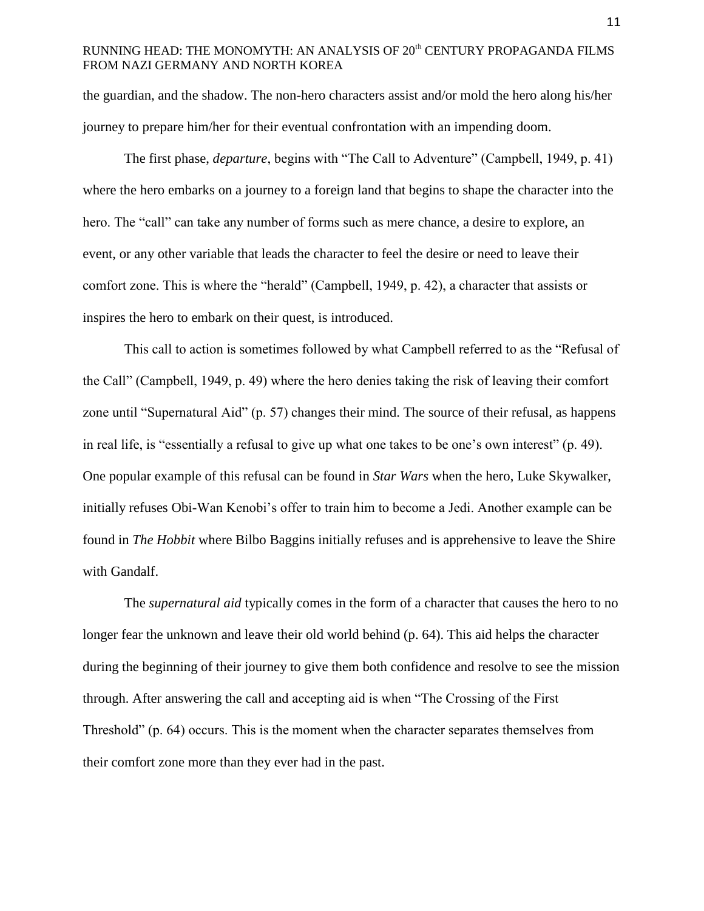the guardian, and the shadow. The non-hero characters assist and/or mold the hero along his/her journey to prepare him/her for their eventual confrontation with an impending doom.

The first phase, *departure*, begins with "The Call to Adventure" (Campbell, 1949, p. 41) where the hero embarks on a journey to a foreign land that begins to shape the character into the hero. The "call" can take any number of forms such as mere chance, a desire to explore, an event, or any other variable that leads the character to feel the desire or need to leave their comfort zone. This is where the "herald" (Campbell, 1949, p. 42), a character that assists or inspires the hero to embark on their quest, is introduced.

This call to action is sometimes followed by what Campbell referred to as the "Refusal of the Call" (Campbell, 1949, p. 49) where the hero denies taking the risk of leaving their comfort zone until "Supernatural Aid" (p. 57) changes their mind. The source of their refusal, as happens in real life, is "essentially a refusal to give up what one takes to be one's own interest" (p. 49). One popular example of this refusal can be found in *Star Wars* when the hero, Luke Skywalker, initially refuses Obi-Wan Kenobi's offer to train him to become a Jedi. Another example can be found in *The Hobbit* where Bilbo Baggins initially refuses and is apprehensive to leave the Shire with Gandalf.

The *supernatural aid* typically comes in the form of a character that causes the hero to no longer fear the unknown and leave their old world behind (p. 64). This aid helps the character during the beginning of their journey to give them both confidence and resolve to see the mission through. After answering the call and accepting aid is when "The Crossing of the First Threshold" (p. 64) occurs. This is the moment when the character separates themselves from their comfort zone more than they ever had in the past.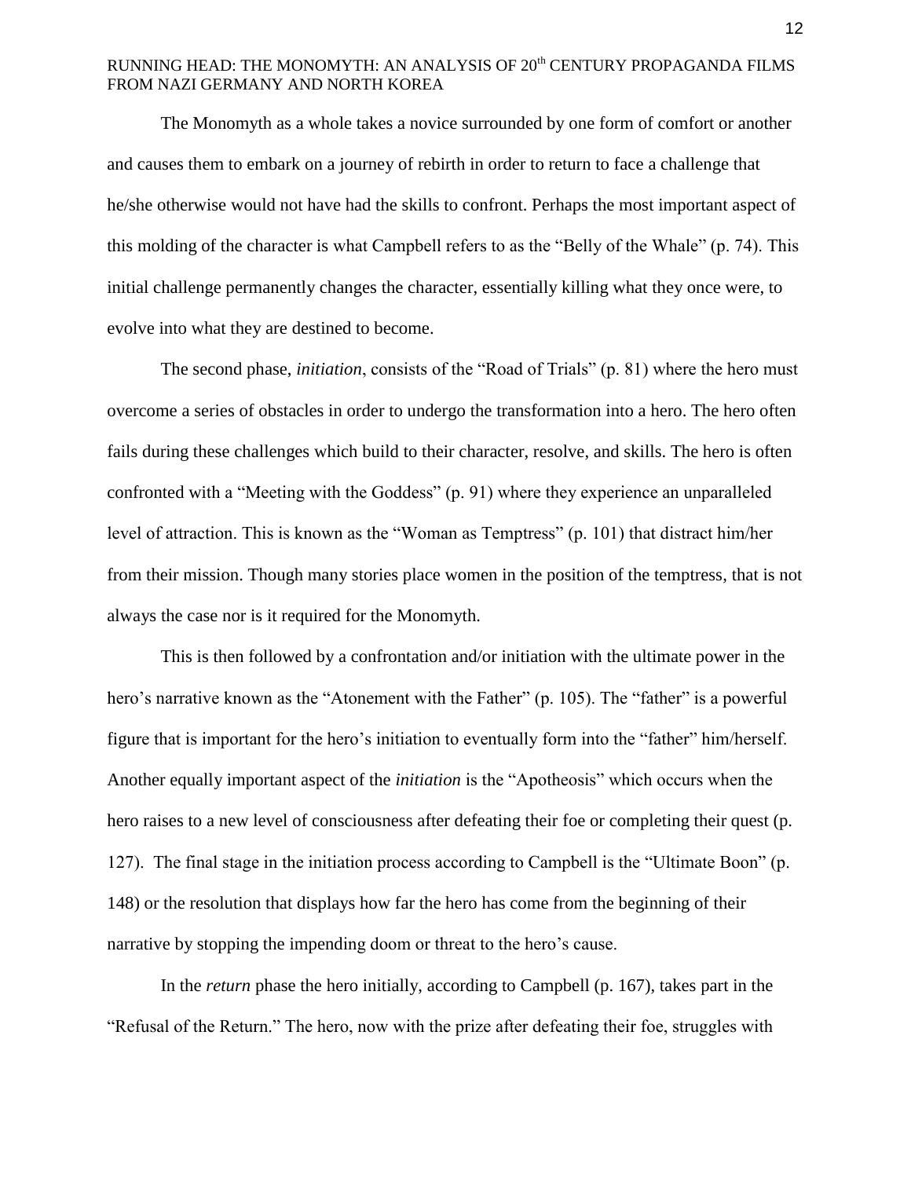The Monomyth as a whole takes a novice surrounded by one form of comfort or another and causes them to embark on a journey of rebirth in order to return to face a challenge that he/she otherwise would not have had the skills to confront. Perhaps the most important aspect of this molding of the character is what Campbell refers to as the "Belly of the Whale" (p. 74). This initial challenge permanently changes the character, essentially killing what they once were, to evolve into what they are destined to become.

The second phase, *initiation*, consists of the "Road of Trials" (p. 81) where the hero must overcome a series of obstacles in order to undergo the transformation into a hero. The hero often fails during these challenges which build to their character, resolve, and skills. The hero is often confronted with a "Meeting with the Goddess" (p. 91) where they experience an unparalleled level of attraction. This is known as the "Woman as Temptress" (p. 101) that distract him/her from their mission. Though many stories place women in the position of the temptress, that is not always the case nor is it required for the Monomyth.

This is then followed by a confrontation and/or initiation with the ultimate power in the hero's narrative known as the "Atonement with the Father" (p. 105). The "father" is a powerful figure that is important for the hero's initiation to eventually form into the "father" him/herself. Another equally important aspect of the *initiation* is the "Apotheosis" which occurs when the hero raises to a new level of consciousness after defeating their foe or completing their quest (p. 127). The final stage in the initiation process according to Campbell is the "Ultimate Boon" (p. 148) or the resolution that displays how far the hero has come from the beginning of their narrative by stopping the impending doom or threat to the hero's cause.

In the *return* phase the hero initially, according to Campbell (p. 167), takes part in the "Refusal of the Return." The hero, now with the prize after defeating their foe, struggles with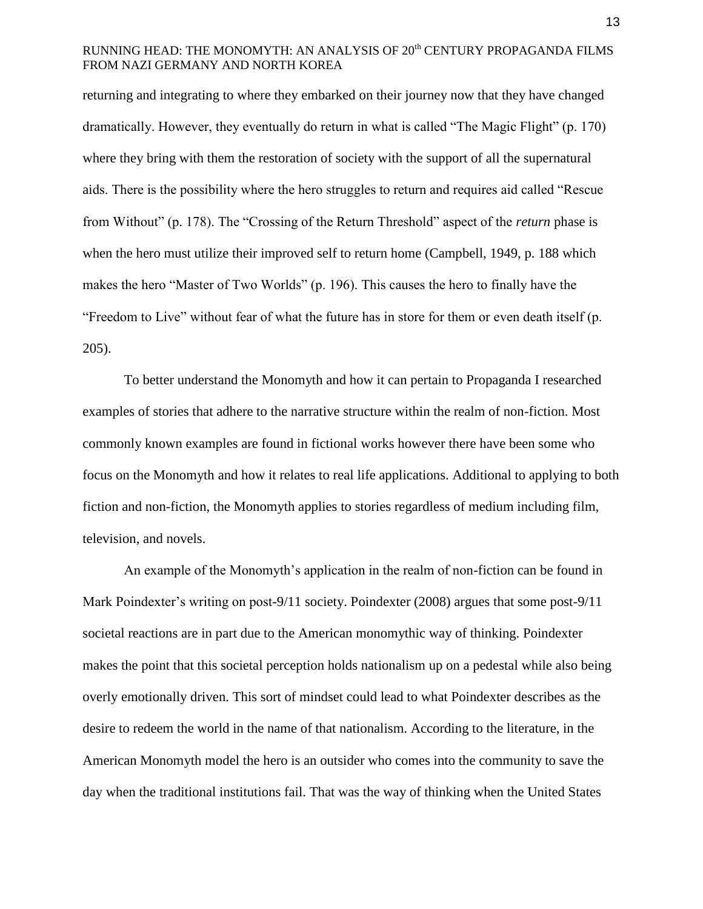returning and integrating to where they embarked on their journey now that they have changed dramatically. However, they eventually do return in what is called "The Magic Flight" (p. 170) where they bring with them the restoration of society with the support of all the supernatural aids. There is the possibility where the hero struggles to return and requires aid called "Rescue from Without" (p. 178). The "Crossing of the Return Threshold" aspect of the *return* phase is when the hero must utilize their improved self to return home (Campbell, 1949, p. 188 which makes the hero "Master of Two Worlds" (p. 196). This causes the hero to finally have the "Freedom to Live" without fear of what the future has in store for them or even death itself (p. 205).

To better understand the Monomyth and how it can pertain to Propaganda I researched examples of stories that adhere to the narrative structure within the realm of non-fiction. Most commonly known examples are found in fictional works however there have been some who focus on the Monomyth and how it relates to real life applications. Additional to applying to both fiction and non-fiction, the Monomyth applies to stories regardless of medium including film, television, and novels.

An example of the Monomyth's application in the realm of non-fiction can be found in Mark Poindexter's writing on post-9/11 society. Poindexter (2008) argues that some post-9/11 societal reactions are in part due to the American monomythic way of thinking. Poindexter makes the point that this societal perception holds nationalism up on a pedestal while also being overly emotionally driven. This sort of mindset could lead to what Poindexter describes as the desire to redeem the world in the name of that nationalism. According to the literature, in the American Monomyth model the hero is an outsider who comes into the community to save the day when the traditional institutions fail. That was the way of thinking when the United States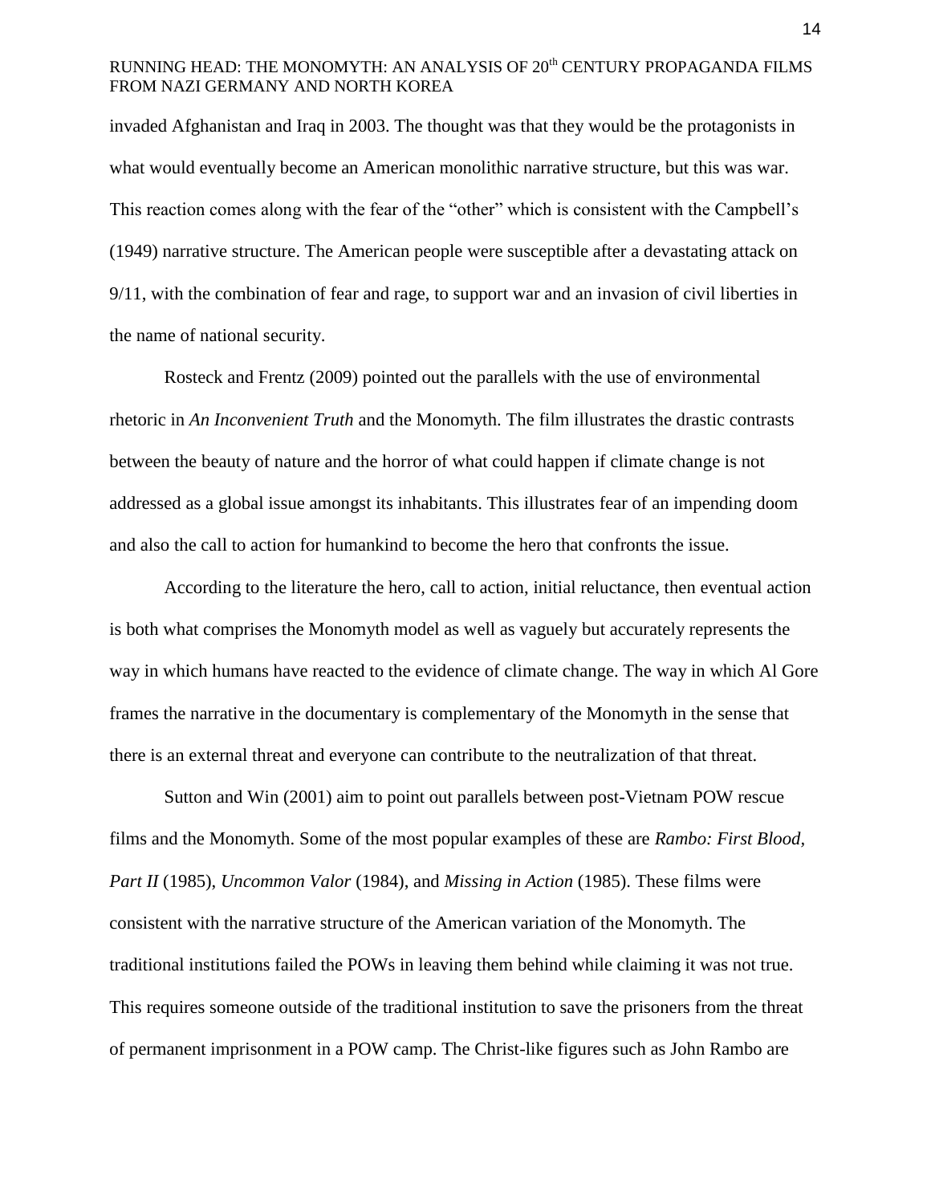invaded Afghanistan and Iraq in 2003. The thought was that they would be the protagonists in what would eventually become an American monolithic narrative structure, but this was war. This reaction comes along with the fear of the "other" which is consistent with the Campbell's (1949) narrative structure. The American people were susceptible after a devastating attack on 9/11, with the combination of fear and rage, to support war and an invasion of civil liberties in the name of national security.

Rosteck and Frentz (2009) pointed out the parallels with the use of environmental rhetoric in *An Inconvenient Truth* and the Monomyth. The film illustrates the drastic contrasts between the beauty of nature and the horror of what could happen if climate change is not addressed as a global issue amongst its inhabitants. This illustrates fear of an impending doom and also the call to action for humankind to become the hero that confronts the issue.

According to the literature the hero, call to action, initial reluctance, then eventual action is both what comprises the Monomyth model as well as vaguely but accurately represents the way in which humans have reacted to the evidence of climate change. The way in which Al Gore frames the narrative in the documentary is complementary of the Monomyth in the sense that there is an external threat and everyone can contribute to the neutralization of that threat.

Sutton and Win (2001) aim to point out parallels between post-Vietnam POW rescue films and the Monomyth. Some of the most popular examples of these are *Rambo: First Blood, Part II* (1985), *Uncommon Valor* (1984), and *Missing in Action* (1985). These films were consistent with the narrative structure of the American variation of the Monomyth. The traditional institutions failed the POWs in leaving them behind while claiming it was not true. This requires someone outside of the traditional institution to save the prisoners from the threat of permanent imprisonment in a POW camp. The Christ-like figures such as John Rambo are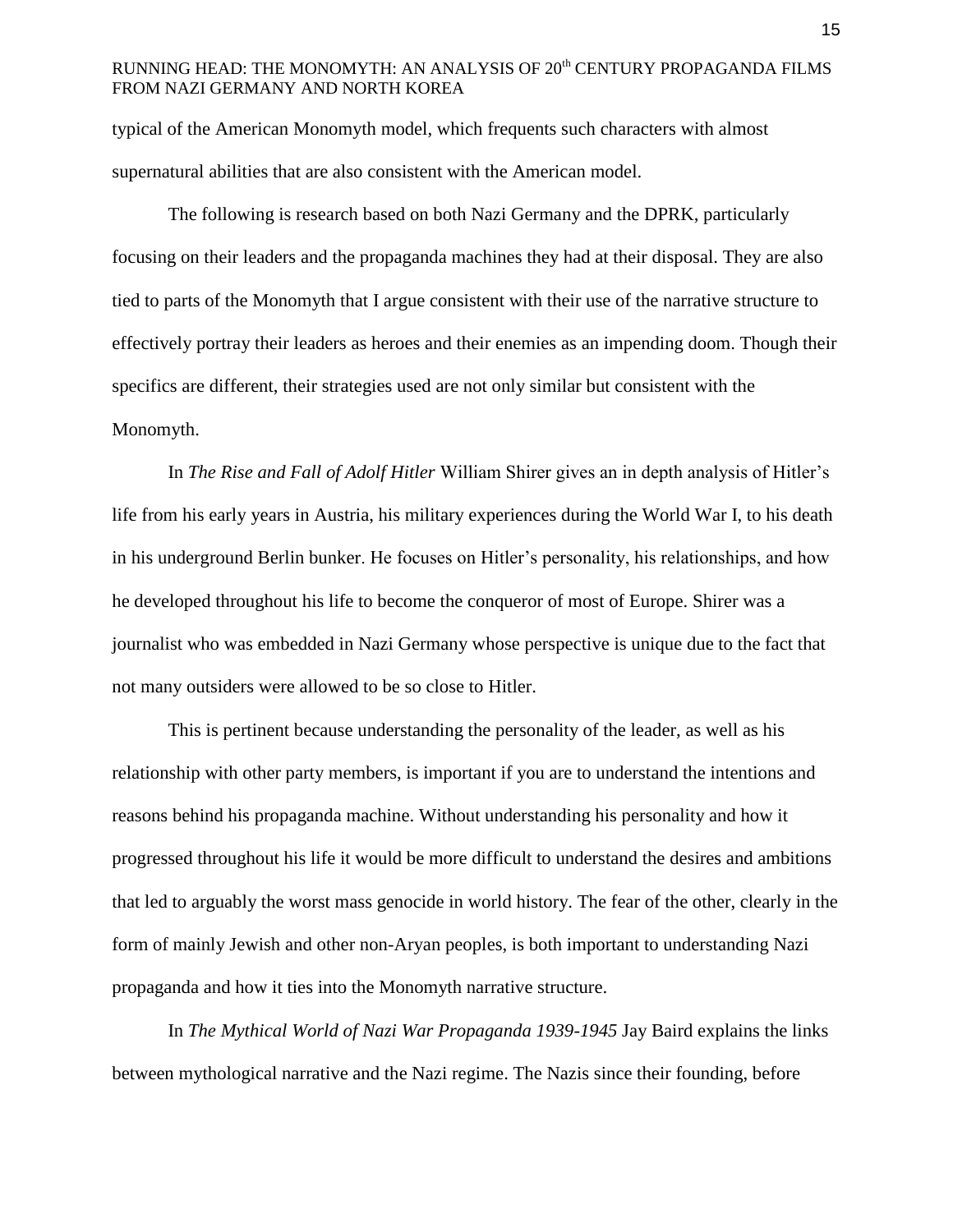typical of the American Monomyth model, which frequents such characters with almost supernatural abilities that are also consistent with the American model.

The following is research based on both Nazi Germany and the DPRK, particularly focusing on their leaders and the propaganda machines they had at their disposal. They are also tied to parts of the Monomyth that I argue consistent with their use of the narrative structure to effectively portray their leaders as heroes and their enemies as an impending doom. Though their specifics are different, their strategies used are not only similar but consistent with the Monomyth.

In *The Rise and Fall of Adolf Hitler* William Shirer gives an in depth analysis of Hitler's life from his early years in Austria, his military experiences during the World War I, to his death in his underground Berlin bunker. He focuses on Hitler's personality, his relationships, and how he developed throughout his life to become the conqueror of most of Europe. Shirer was a journalist who was embedded in Nazi Germany whose perspective is unique due to the fact that not many outsiders were allowed to be so close to Hitler.

This is pertinent because understanding the personality of the leader, as well as his relationship with other party members, is important if you are to understand the intentions and reasons behind his propaganda machine. Without understanding his personality and how it progressed throughout his life it would be more difficult to understand the desires and ambitions that led to arguably the worst mass genocide in world history. The fear of the other, clearly in the form of mainly Jewish and other non-Aryan peoples, is both important to understanding Nazi propaganda and how it ties into the Monomyth narrative structure.

In *The Mythical World of Nazi War Propaganda 1939-1945* Jay Baird explains the links between mythological narrative and the Nazi regime. The Nazis since their founding, before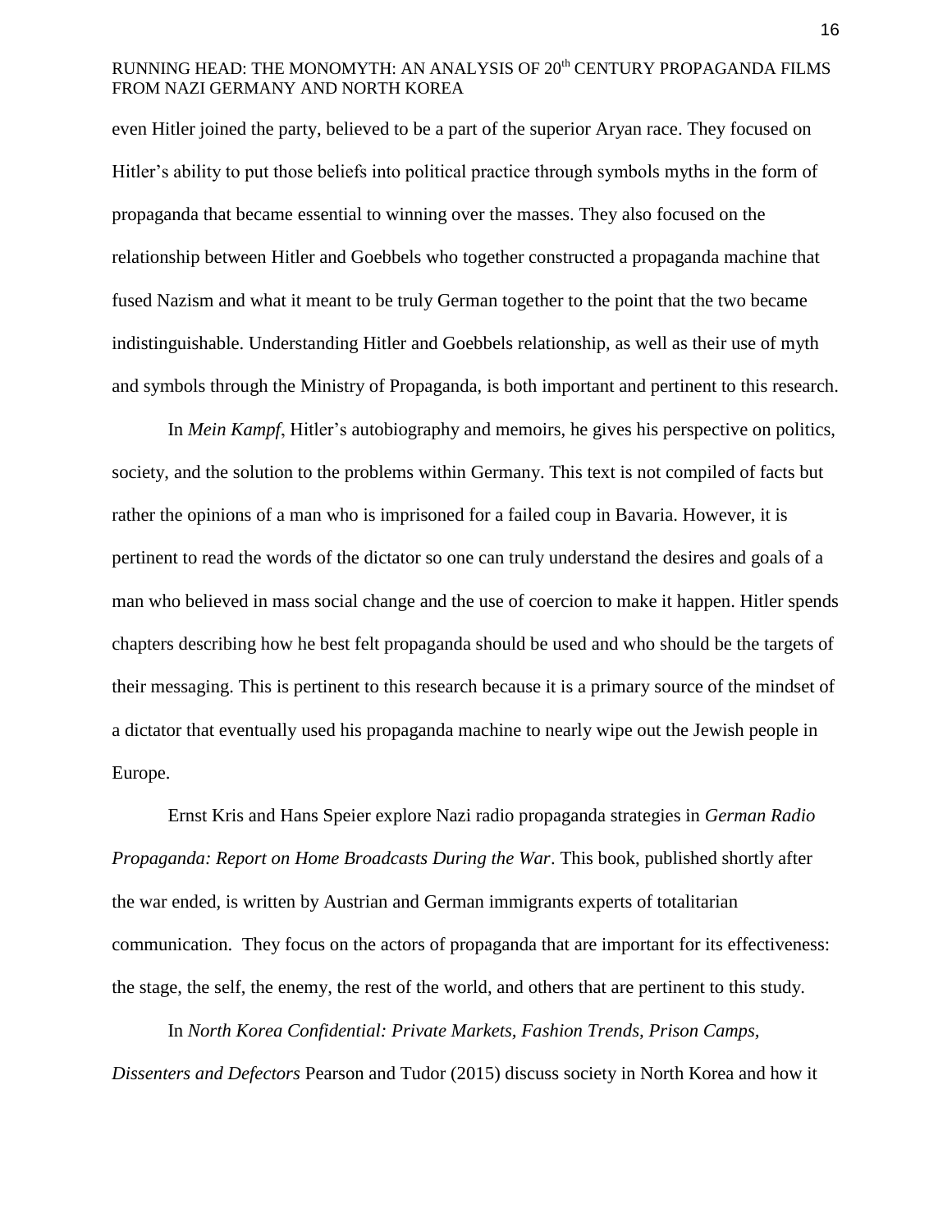even Hitler joined the party, believed to be a part of the superior Aryan race. They focused on Hitler's ability to put those beliefs into political practice through symbols myths in the form of propaganda that became essential to winning over the masses. They also focused on the relationship between Hitler and Goebbels who together constructed a propaganda machine that fused Nazism and what it meant to be truly German together to the point that the two became indistinguishable. Understanding Hitler and Goebbels relationship, as well as their use of myth and symbols through the Ministry of Propaganda, is both important and pertinent to this research.

In *Mein Kampf*, Hitler's autobiography and memoirs, he gives his perspective on politics, society, and the solution to the problems within Germany. This text is not compiled of facts but rather the opinions of a man who is imprisoned for a failed coup in Bavaria. However, it is pertinent to read the words of the dictator so one can truly understand the desires and goals of a man who believed in mass social change and the use of coercion to make it happen. Hitler spends chapters describing how he best felt propaganda should be used and who should be the targets of their messaging. This is pertinent to this research because it is a primary source of the mindset of a dictator that eventually used his propaganda machine to nearly wipe out the Jewish people in Europe.

Ernst Kris and Hans Speier explore Nazi radio propaganda strategies in *German Radio Propaganda: Report on Home Broadcasts During the War*. This book, published shortly after the war ended, is written by Austrian and German immigrants experts of totalitarian communication. They focus on the actors of propaganda that are important for its effectiveness: the stage, the self, the enemy, the rest of the world, and others that are pertinent to this study.

In *North Korea Confidential: Private Markets, Fashion Trends, Prison Camps, Dissenters and Defectors* Pearson and Tudor (2015) discuss society in North Korea and how it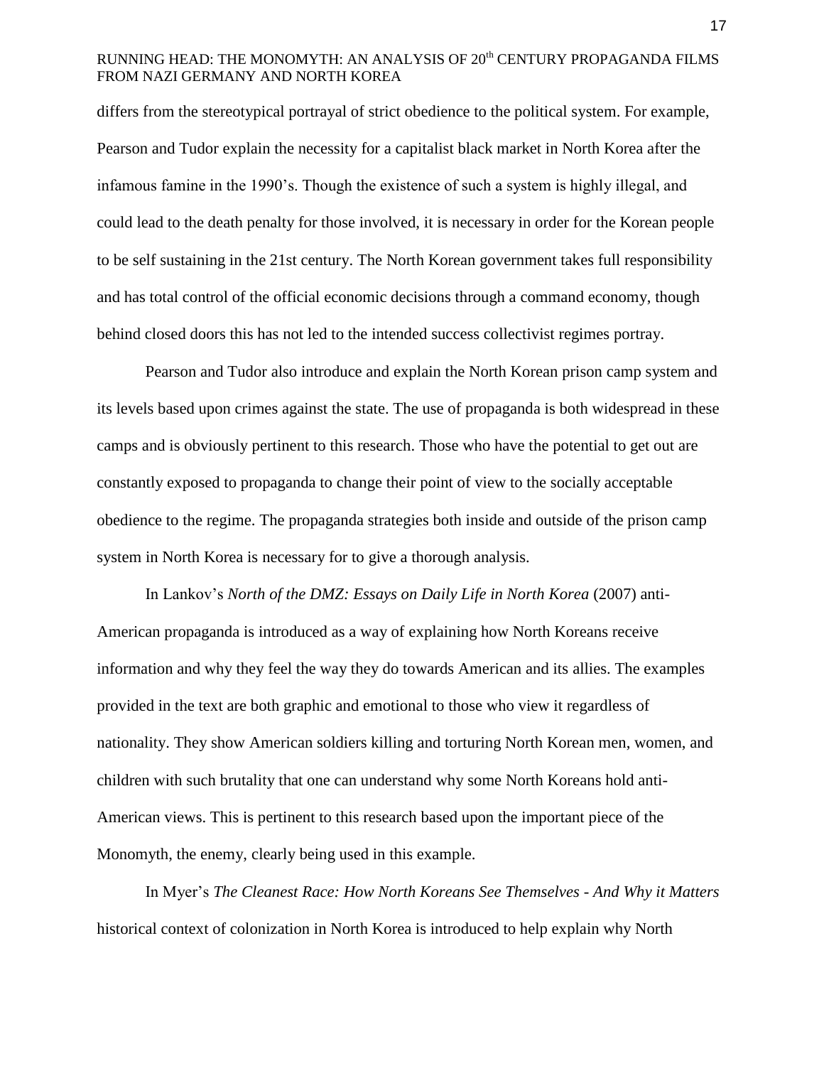differs from the stereotypical portrayal of strict obedience to the political system. For example, Pearson and Tudor explain the necessity for a capitalist black market in North Korea after the infamous famine in the 1990's. Though the existence of such a system is highly illegal, and could lead to the death penalty for those involved, it is necessary in order for the Korean people to be self sustaining in the 21st century. The North Korean government takes full responsibility and has total control of the official economic decisions through a command economy, though behind closed doors this has not led to the intended success collectivist regimes portray.

Pearson and Tudor also introduce and explain the North Korean prison camp system and its levels based upon crimes against the state. The use of propaganda is both widespread in these camps and is obviously pertinent to this research. Those who have the potential to get out are constantly exposed to propaganda to change their point of view to the socially acceptable obedience to the regime. The propaganda strategies both inside and outside of the prison camp system in North Korea is necessary for to give a thorough analysis.

In Lankov's *North of the DMZ: Essays on Daily Life in North Korea* (2007) anti-American propaganda is introduced as a way of explaining how North Koreans receive information and why they feel the way they do towards American and its allies. The examples provided in the text are both graphic and emotional to those who view it regardless of nationality. They show American soldiers killing and torturing North Korean men, women, and children with such brutality that one can understand why some North Koreans hold anti-American views. This is pertinent to this research based upon the important piece of the Monomyth, the enemy, clearly being used in this example.

In Myer's *The Cleanest Race: How North Koreans See Themselves - And Why it Matters* historical context of colonization in North Korea is introduced to help explain why North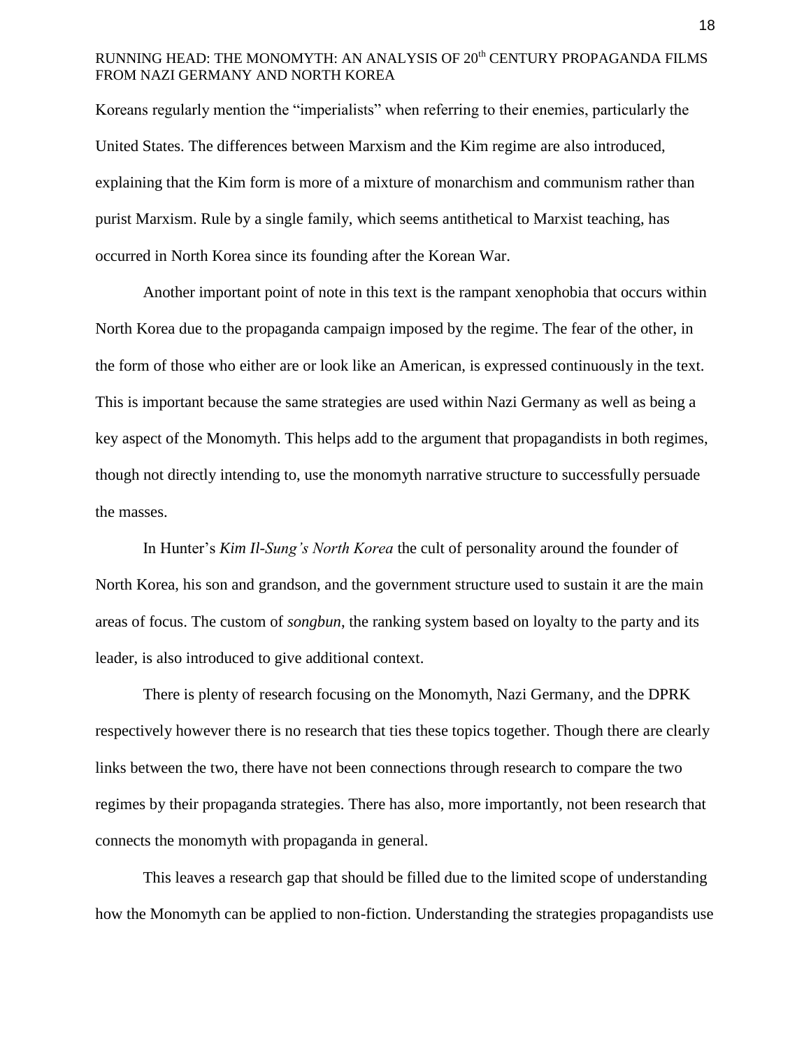Koreans regularly mention the "imperialists" when referring to their enemies, particularly the United States. The differences between Marxism and the Kim regime are also introduced, explaining that the Kim form is more of a mixture of monarchism and communism rather than purist Marxism. Rule by a single family, which seems antithetical to Marxist teaching, has occurred in North Korea since its founding after the Korean War.

Another important point of note in this text is the rampant xenophobia that occurs within North Korea due to the propaganda campaign imposed by the regime. The fear of the other, in the form of those who either are or look like an American, is expressed continuously in the text. This is important because the same strategies are used within Nazi Germany as well as being a key aspect of the Monomyth. This helps add to the argument that propagandists in both regimes, though not directly intending to, use the monomyth narrative structure to successfully persuade the masses.

In Hunter's *Kim Il-Sung's North Korea* the cult of personality around the founder of North Korea, his son and grandson, and the government structure used to sustain it are the main areas of focus. The custom of *songbun*, the ranking system based on loyalty to the party and its leader, is also introduced to give additional context.

There is plenty of research focusing on the Monomyth, Nazi Germany, and the DPRK respectively however there is no research that ties these topics together. Though there are clearly links between the two, there have not been connections through research to compare the two regimes by their propaganda strategies. There has also, more importantly, not been research that connects the monomyth with propaganda in general.

This leaves a research gap that should be filled due to the limited scope of understanding how the Monomyth can be applied to non-fiction. Understanding the strategies propagandists use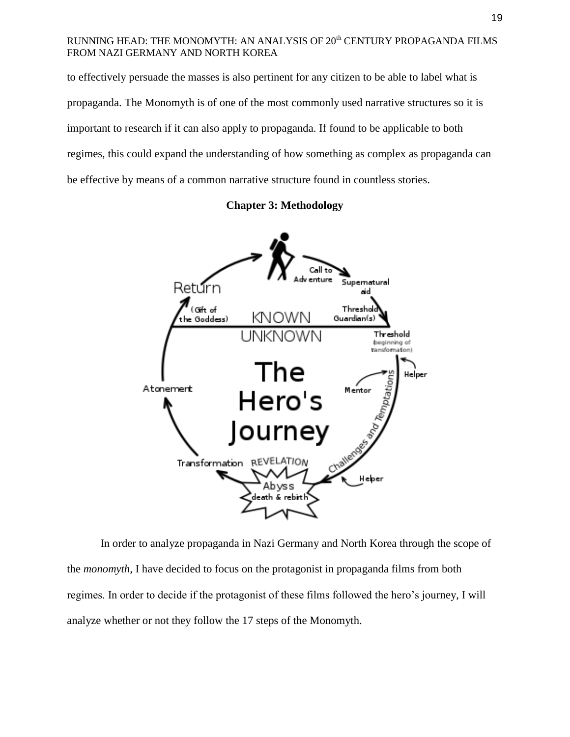to effectively persuade the masses is also pertinent for any citizen to be able to label what is propaganda. The Monomyth is of one of the most commonly used narrative structures so it is important to research if it can also apply to propaganda. If found to be applicable to both regimes, this could expand the understanding of how something as complex as propaganda can be effective by means of a common narrative structure found in countless stories.

## Chapter 3: Methodology

In order to analyze propaganda in Nazi Germany and North Korea through the scope of the *monomyth*, I have decided to focus on the protagonist in propaganda films from both regimes. In order to decide if the protagonist of these films followed the hero's journey, I will analyze whether or not they follow the 17 steps of the Monomyth.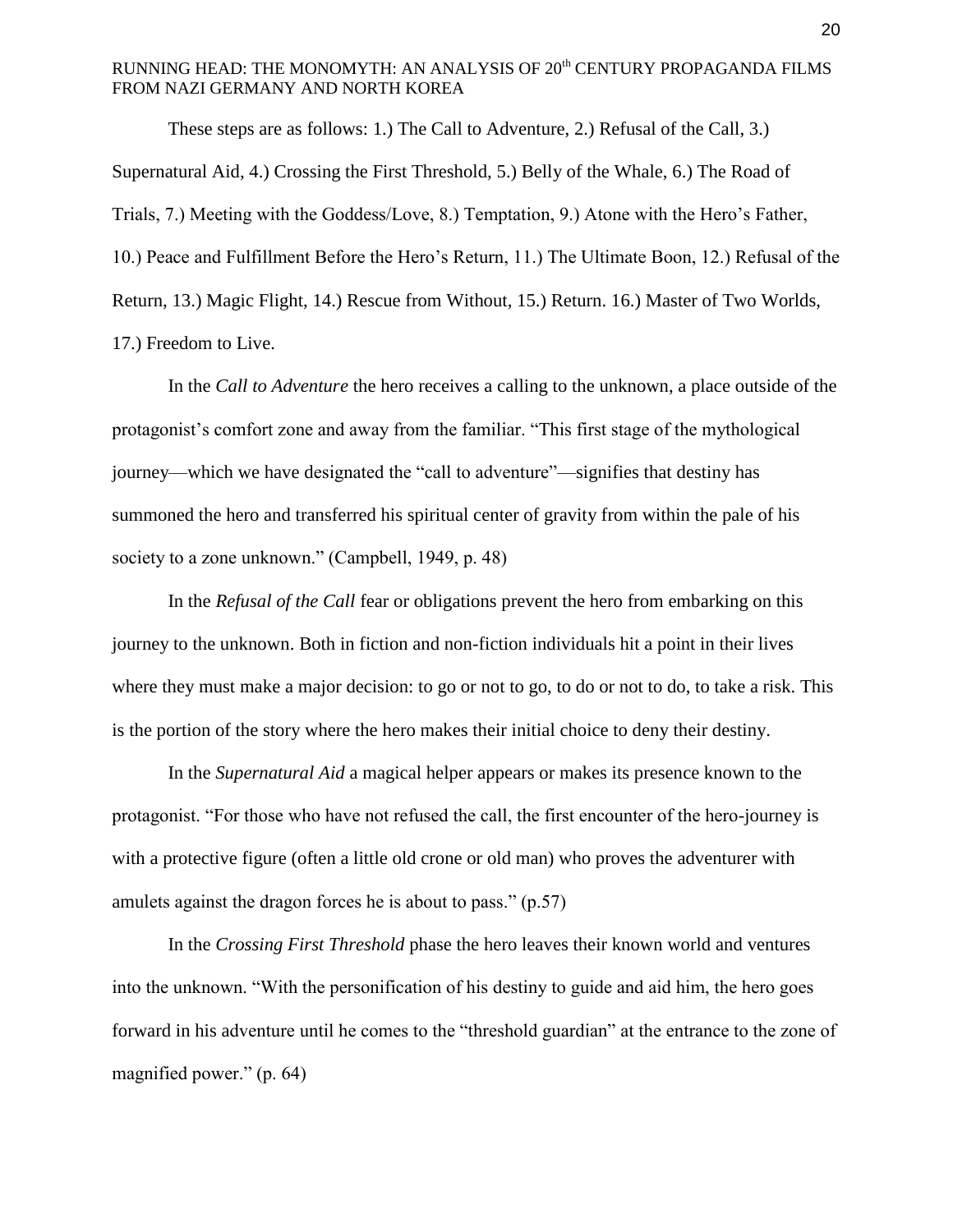These steps are as follows: 1.) The Call to Adventure, 2.) Refusal of the Call, 3.) Supernatural Aid, 4.) Crossing the First Threshold, 5.) Belly of the Whale, 6.) The Road of Trials, 7.) Meeting with the Goddess/Love, 8.) Temptation, 9.) Atone with the Hero's Father, 10.) Peace and Fulfillment Before the Hero's Return, 11.) The Ultimate Boon, 12.) Refusal of the Return, 13.) Magic Flight, 14.) Rescue from Without, 15.) Return. 16.) Master of Two Worlds, 17.) Freedom to Live.

In the *Call to Adventure* the hero receives a calling to the unknown, a place outside of the protagonist's comfort zone and away from the familiar. "This first stage of the mythological journey—which we have designated the "call to adventure"—signifies that destiny has summoned the hero and transferred his spiritual center of gravity from within the pale of his society to a zone unknown." (Campbell, 1949, p. 48)

In the *Refusal of the Call* fear or obligations prevent the hero from embarking on this journey to the unknown. Both in fiction and non-fiction individuals hit a point in their lives where they must make a major decision: to go or not to go, to do or not to do, to take a risk. This is the portion of the story where the hero makes their initial choice to deny their destiny.

In the *Supernatural Aid* a magical helper appears or makes its presence known to the protagonist. "For those who have not refused the call, the first encounter of the hero-journey is with a protective figure (often a little old crone or old man) who proves the adventurer with amulets against the dragon forces he is about to pass." (p.57)

In the *Crossing First Threshold* phase the hero leaves their known world and ventures into the unknown. "With the personification of his destiny to guide and aid him, the hero goes forward in his adventure until he comes to the "threshold guardian" at the entrance to the zone of magnified power." (p. 64)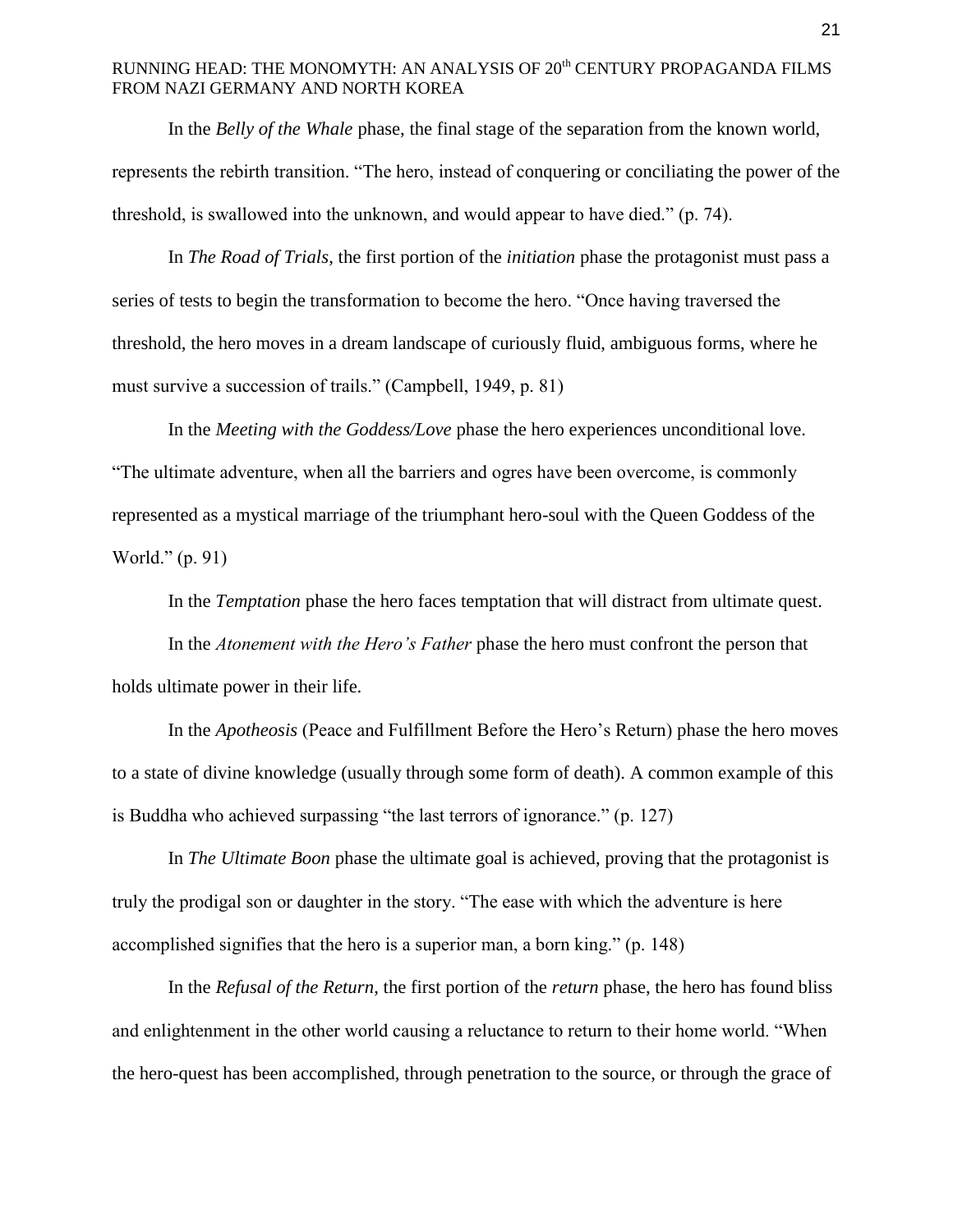In the *Belly of the Whale* phase, the final stage of the separation from the known world, represents the rebirth transition. "The hero, instead of conquering or conciliating the power of the threshold, is swallowed into the unknown, and would appear to have died." (p. 74).

In *The Road of Trials*, the first portion of the *initiation* phase the protagonist must pass a series of tests to begin the transformation to become the hero. "Once having traversed the threshold, the hero moves in a dream landscape of curiously fluid, ambiguous forms, where he must survive a succession of trails." (Campbell, 1949, p. 81)

In the *Meeting with the Goddess/Love* phase the hero experiences unconditional love. "The ultimate adventure, when all the barriers and ogres have been overcome, is commonly represented as a mystical marriage of the triumphant hero-soul with the Queen Goddess of the World." (p. 91)

In the *Temptation* phase the hero faces temptation that will distract from ultimate quest.

In the *Atonement with the Hero's Father* phase the hero must confront the person that holds ultimate power in their life.

In the *Apotheosis* (Peace and Fulfillment Before the Hero's Return) phase the hero moves to a state of divine knowledge (usually through some form of death). A common example of this is Buddha who achieved surpassing "the last terrors of ignorance." (p. 127)

In *The Ultimate Boon* phase the ultimate goal is achieved, proving that the protagonist is truly the prodigal son or daughter in the story. "The ease with which the adventure is here accomplished signifies that the hero is a superior man, a born king." (p. 148)

In the *Refusal of the Return*, the first portion of the *return* phase, the hero has found bliss and enlightenment in the other world causing a reluctance to return to their home world. "When the hero-quest has been accomplished, through penetration to the source, or through the grace of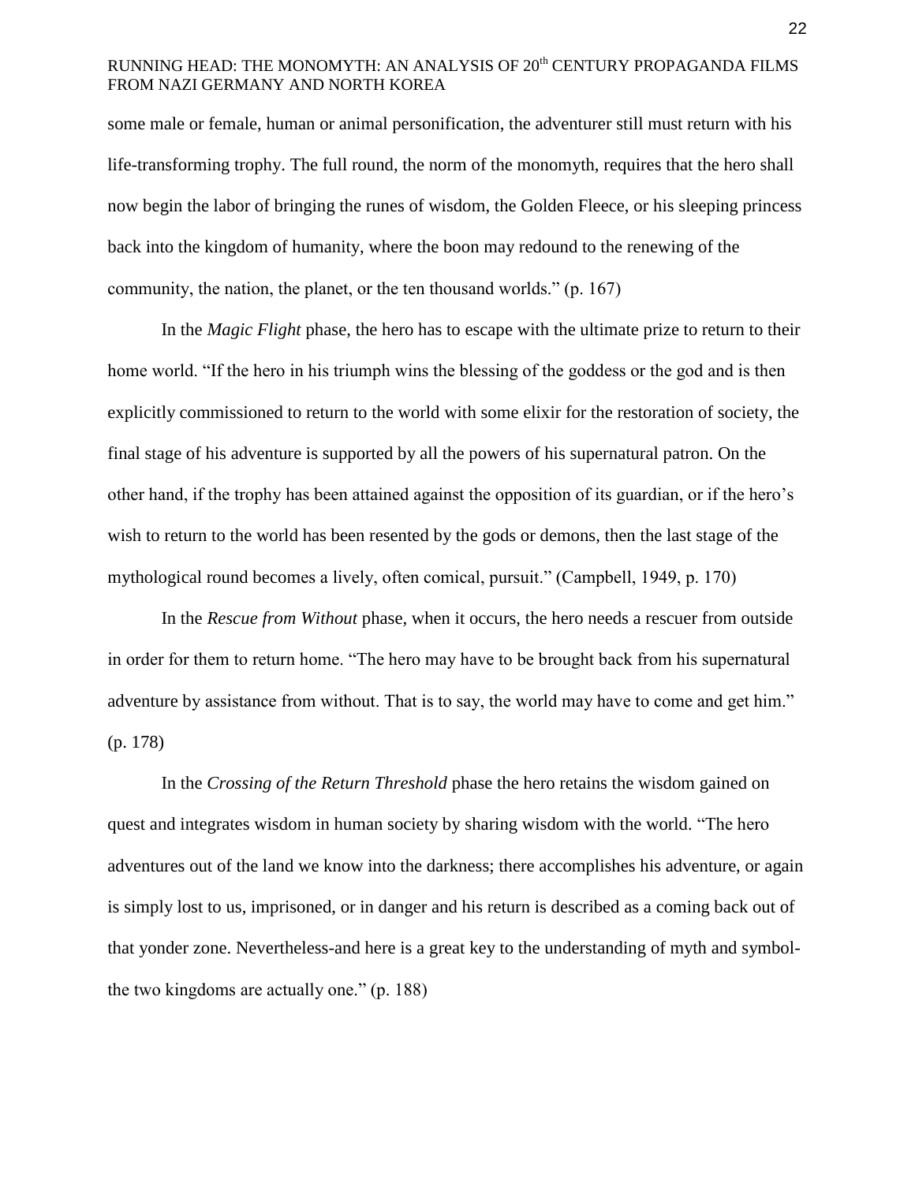some male or female, human or animal personification, the adventurer still must return with his life-transforming trophy. The full round, the norm of the monomyth, requires that the hero shall now begin the labor of bringing the runes of wisdom, the Golden Fleece, or his sleeping princess back into the kingdom of humanity, where the boon may redound to the renewing of the community, the nation, the planet, or the ten thousand worlds." (p. 167)

In the *Magic Flight* phase, the hero has to escape with the ultimate prize to return to their home world. "If the hero in his triumph wins the blessing of the goddess or the god and is then explicitly commissioned to return to the world with some elixir for the restoration of society, the final stage of his adventure is supported by all the powers of his supernatural patron. On the other hand, if the trophy has been attained against the opposition of its guardian, or if the hero's wish to return to the world has been resented by the gods or demons, then the last stage of the mythological round becomes a lively, often comical, pursuit." (Campbell, 1949, p. 170)

In the *Rescue from Without* phase, when it occurs, the hero needs a rescuer from outside in order for them to return home. "The hero may have to be brought back from his supernatural adventure by assistance from without. That is to say, the world may have to come and get him." (p. 178)

In the *Crossing of the Return Threshold* phase the hero retains the wisdom gained on quest and integrates wisdom in human society by sharing wisdom with the world. "The hero adventures out of the land we know into the darkness; there accomplishes his adventure, or again is simply lost to us, imprisoned, or in danger and his return is described as a coming back out of that yonder zone. Nevertheless-and here is a great key to the understanding of myth and symbol-the two kingdoms are actually one." (p. 188)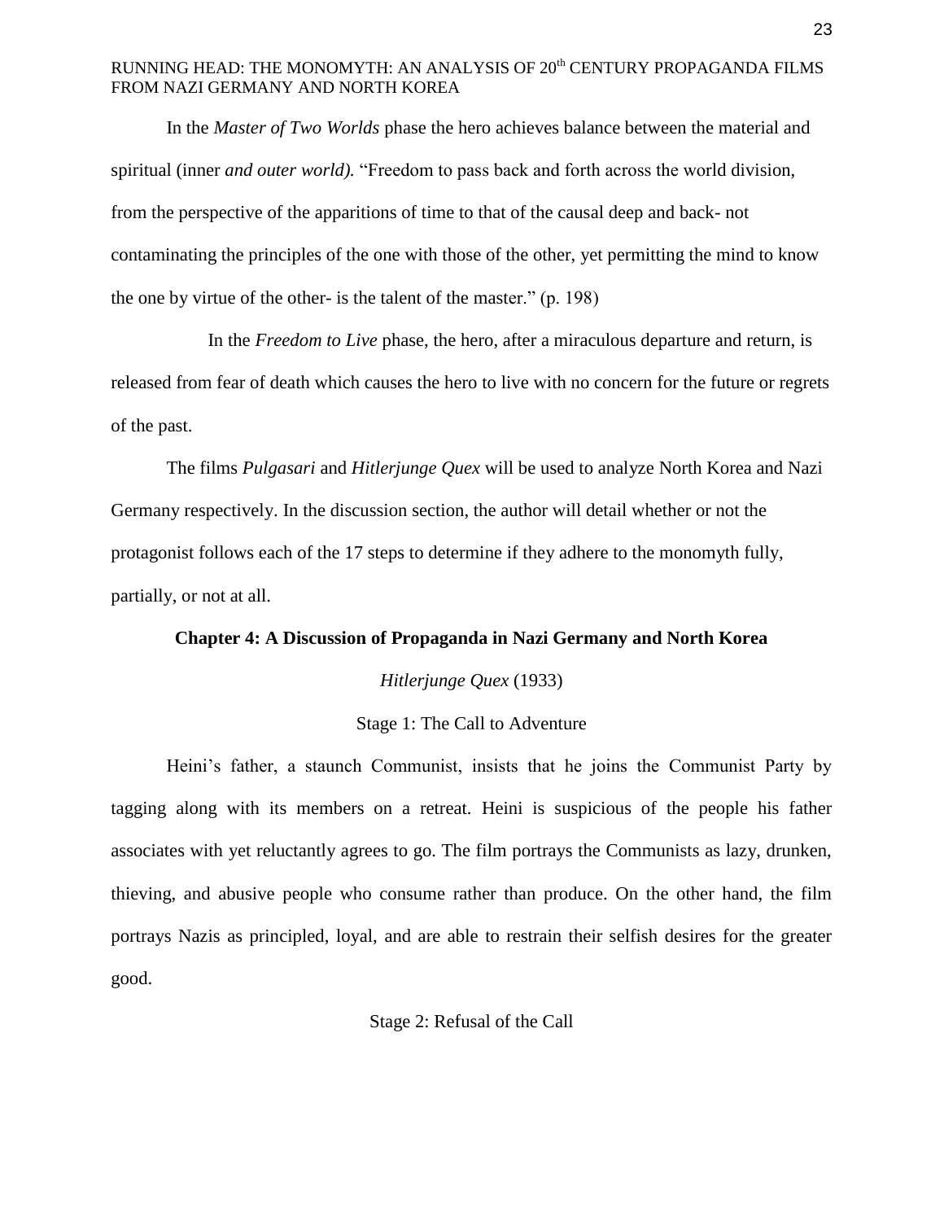In the *Master of Two Worlds* phase the hero achieves balance between the material and spiritual (inner *and outer world).* "Freedom to pass back and forth across the world division, from the perspective of the apparitions of time to that of the causal deep and back- not contaminating the principles of the one with those of the other, yet permitting the mind to know the one by virtue of the other- is the talent of the master." (p. 198)

In the *Freedom to Live* phase, the hero, after a miraculous departure and return, is released from fear of death which causes the hero to live with no concern for the future or regrets of the past.

The films *Pulgasari* and *Hitlerjunge Quex* will be used to analyze North Korea and Nazi Germany respectively. In the discussion section, the author will detail whether or not the protagonist follows each of the 17 steps to determine if they adhere to the monomyth fully, partially, or not at all.

## Chapter 4: A Discussion of Propaganda in Nazi Germany and North Korea

### *Hitlerjunge Quex* (1933)

#### Stage 1: The Call to Adventure

Heini's father, a staunch Communist, insists that he joins the Communist Party by tagging along with its members on a retreat. Heini is suspicious of the people his father associates with yet reluctantly agrees to go. The film portrays the Communists as lazy, drunken, thieving, and abusive people who consume rather than produce. On the other hand, the film portrays Nazis as principled, loyal, and are able to restrain their selfish desires for the greater good.

#### Stage 2: Refusal of the Call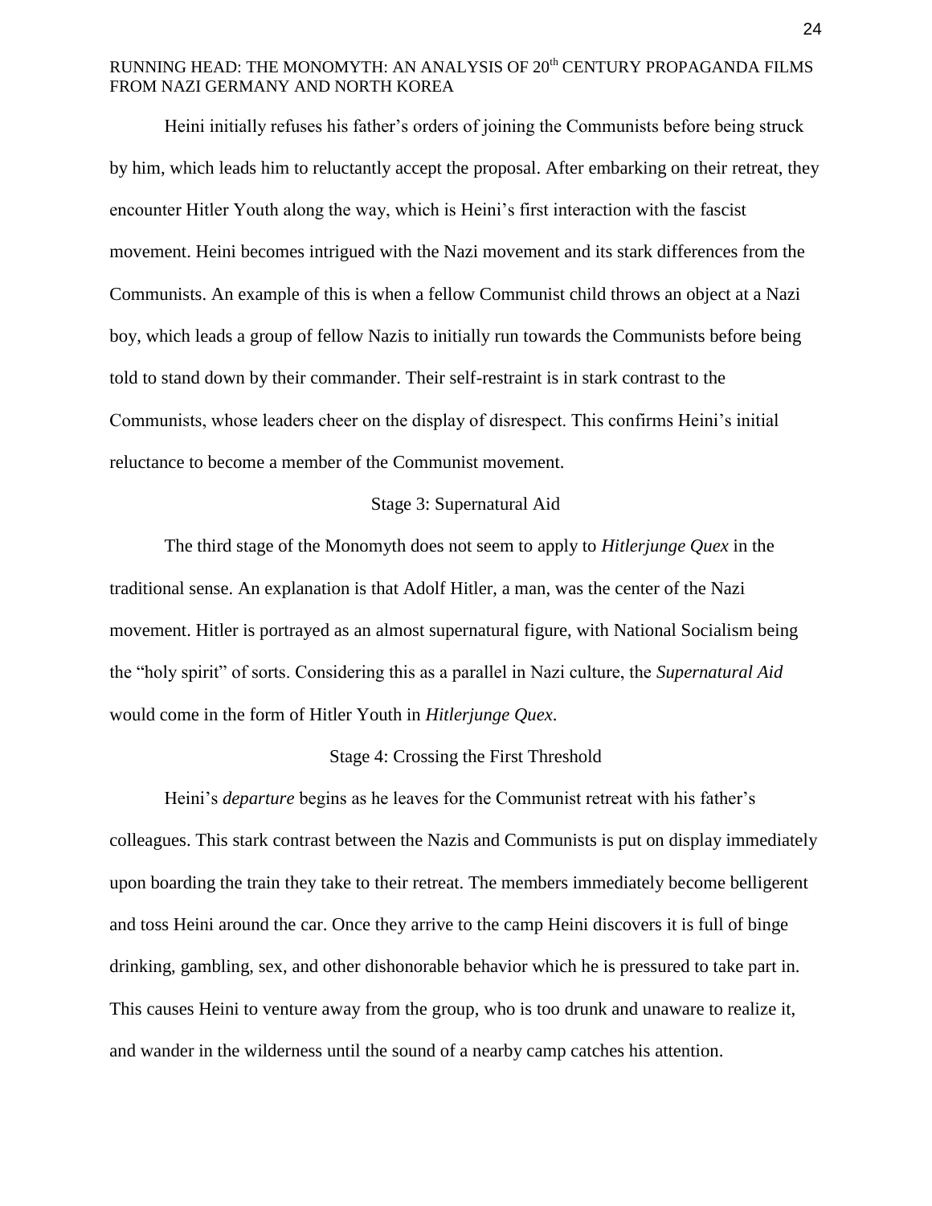Heini initially refuses his father's orders of joining the Communists before being struck by him, which leads him to reluctantly accept the proposal. After embarking on their retreat, they encounter Hitler Youth along the way, which is Heini's first interaction with the fascist movement. Heini becomes intrigued with the Nazi movement and its stark differences from the Communists. An example of this is when a fellow Communist child throws an object at a Nazi boy, which leads a group of fellow Nazis to initially run towards the Communists before being told to stand down by their commander. Their self-restraint is in stark contrast to the Communists, whose leaders cheer on the display of disrespect. This confirms Heini's initial reluctance to become a member of the Communist movement.

### Stage 3: Supernatural Aid

The third stage of the Monomyth does not seem to apply to *Hitlerjunge Quex* in the traditional sense. An explanation is that Adolf Hitler, a man, was the center of the Nazi movement. Hitler is portrayed as an almost supernatural figure, with National Socialism being the "holy spirit" of sorts. Considering this as a parallel in Nazi culture, the *Supernatural Aid* would come in the form of Hitler Youth in *Hitlerjunge Quex*.

### Stage 4: Crossing the First Threshold

Heini's *departure* begins as he leaves for the Communist retreat with his father's colleagues. This stark contrast between the Nazis and Communists is put on display immediately upon boarding the train they take to their retreat. The members immediately become belligerent and toss Heini around the car. Once they arrive to the camp Heini discovers it is full of binge drinking, gambling, sex, and other dishonorable behavior which he is pressured to take part in. This causes Heini to venture away from the group, who is too drunk and unaware to realize it, and wander in the wilderness until the sound of a nearby camp catches his attention.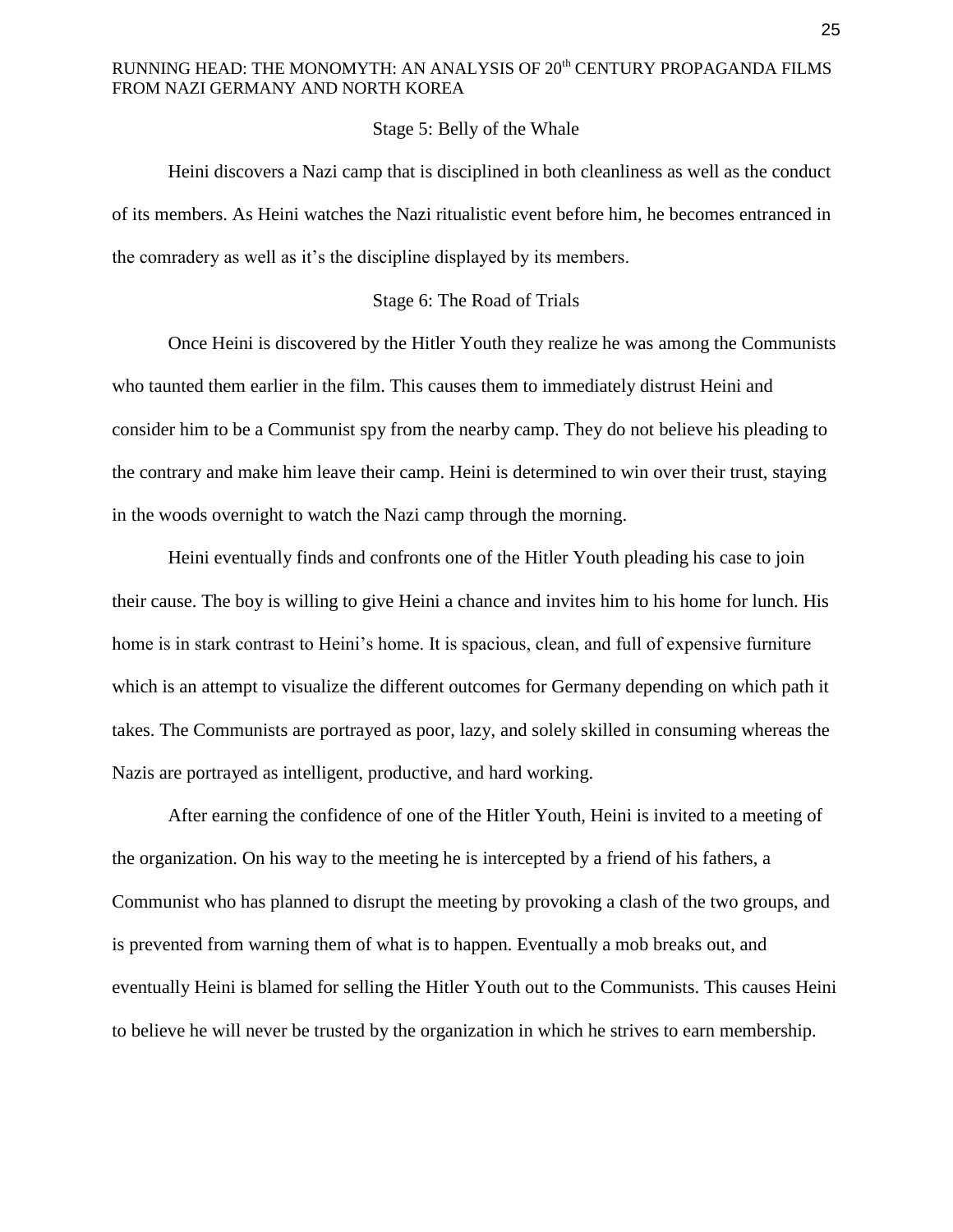### Stage 5: Belly of the Whale

Heini discovers a Nazi camp that is disciplined in both cleanliness as well as the conduct of its members. As Heini watches the Nazi ritualistic event before him, he becomes entranced in the comradery as well as it's the discipline displayed by its members.

### Stage 6: The Road of Trials

Once Heini is discovered by the Hitler Youth they realize he was among the Communists who taunted them earlier in the film. This causes them to immediately distrust Heini and consider him to be a Communist spy from the nearby camp. They do not believe his pleading to the contrary and make him leave their camp. Heini is determined to win over their trust, staying in the woods overnight to watch the Nazi camp through the morning.

Heini eventually finds and confronts one of the Hitler Youth pleading his case to join their cause. The boy is willing to give Heini a chance and invites him to his home for lunch. His home is in stark contrast to Heini's home. It is spacious, clean, and full of expensive furniture which is an attempt to visualize the different outcomes for Germany depending on which path it takes. The Communists are portrayed as poor, lazy, and solely skilled in consuming whereas the Nazis are portrayed as intelligent, productive, and hard working.

After earning the confidence of one of the Hitler Youth, Heini is invited to a meeting of the organization. On his way to the meeting he is intercepted by a friend of his fathers, a Communist who has planned to disrupt the meeting by provoking a clash of the two groups, and is prevented from warning them of what is to happen. Eventually a mob breaks out, and eventually Heini is blamed for selling the Hitler Youth out to the Communists. This causes Heini to believe he will never be trusted by the organization in which he strives to earn membership.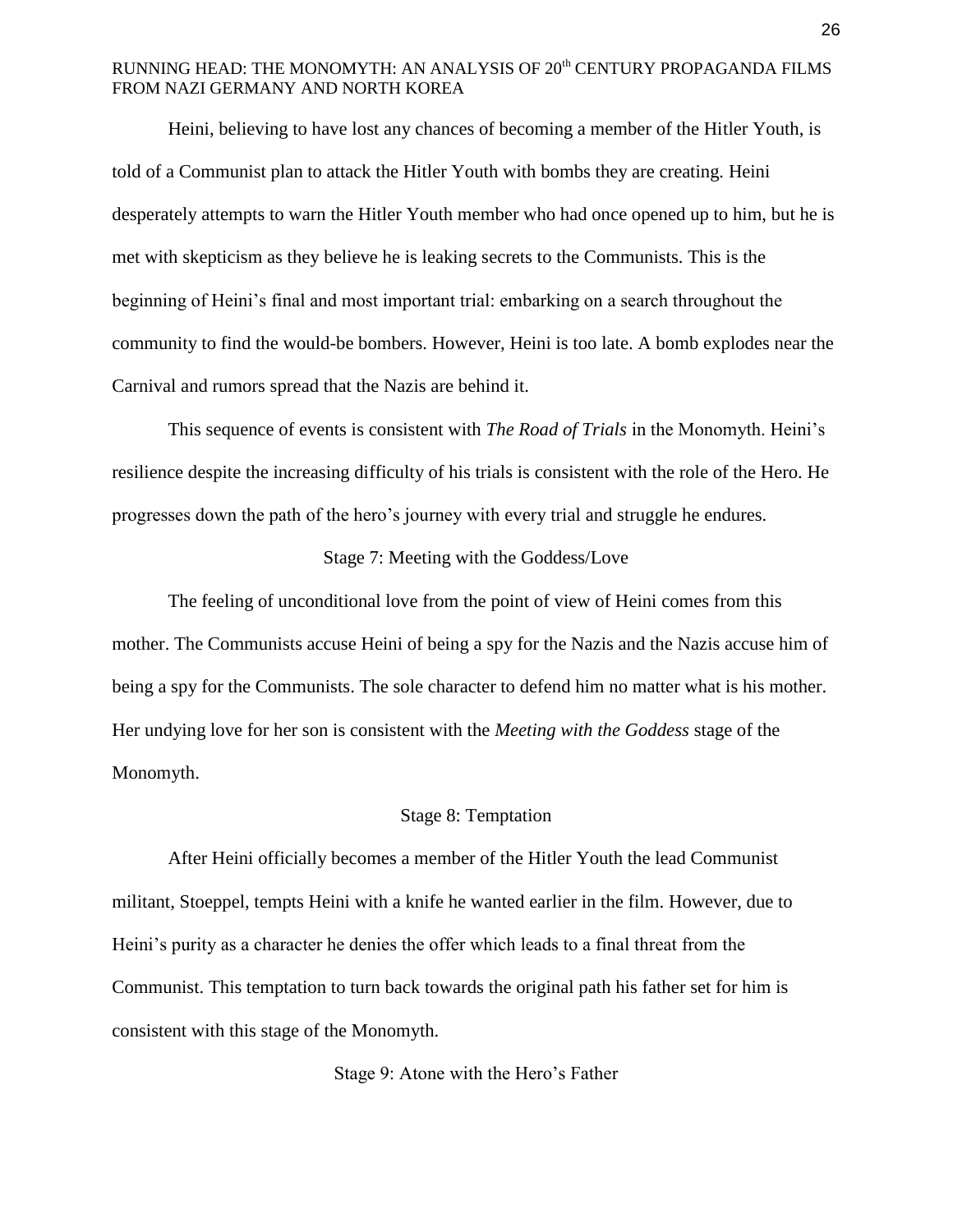Heini, believing to have lost any chances of becoming a member of the Hitler Youth, is told of a Communist plan to attack the Hitler Youth with bombs they are creating. Heini desperately attempts to warn the Hitler Youth member who had once opened up to him, but he is met with skepticism as they believe he is leaking secrets to the Communists. This is the beginning of Heini's final and most important trial: embarking on a search throughout the community to find the would-be bombers. However, Heini is too late. A bomb explodes near the Carnival and rumors spread that the Nazis are behind it.

This sequence of events is consistent with *The Road of Trials* in the Monomyth. Heini's resilience despite the increasing difficulty of his trials is consistent with the role of the Hero. He progresses down the path of the hero's journey with every trial and struggle he endures.

### Stage 7: Meeting with the Goddess/Love

The feeling of unconditional love from the point of view of Heini comes from this mother. The Communists accuse Heini of being a spy for the Nazis and the Nazis accuse him of being a spy for the Communists. The sole character to defend him no matter what is his mother. Her undying love for her son is consistent with the *Meeting with the Goddess* stage of the Monomyth.

### Stage 8: Temptation

After Heini officially becomes a member of the Hitler Youth the lead Communist militant, Stoeppel, tempts Heini with a knife he wanted earlier in the film. However, due to Heini's purity as a character he denies the offer which leads to a final threat from the Communist. This temptation to turn back towards the original path his father set for him is consistent with this stage of the Monomyth.

### Stage 9: Atone with the Hero's Father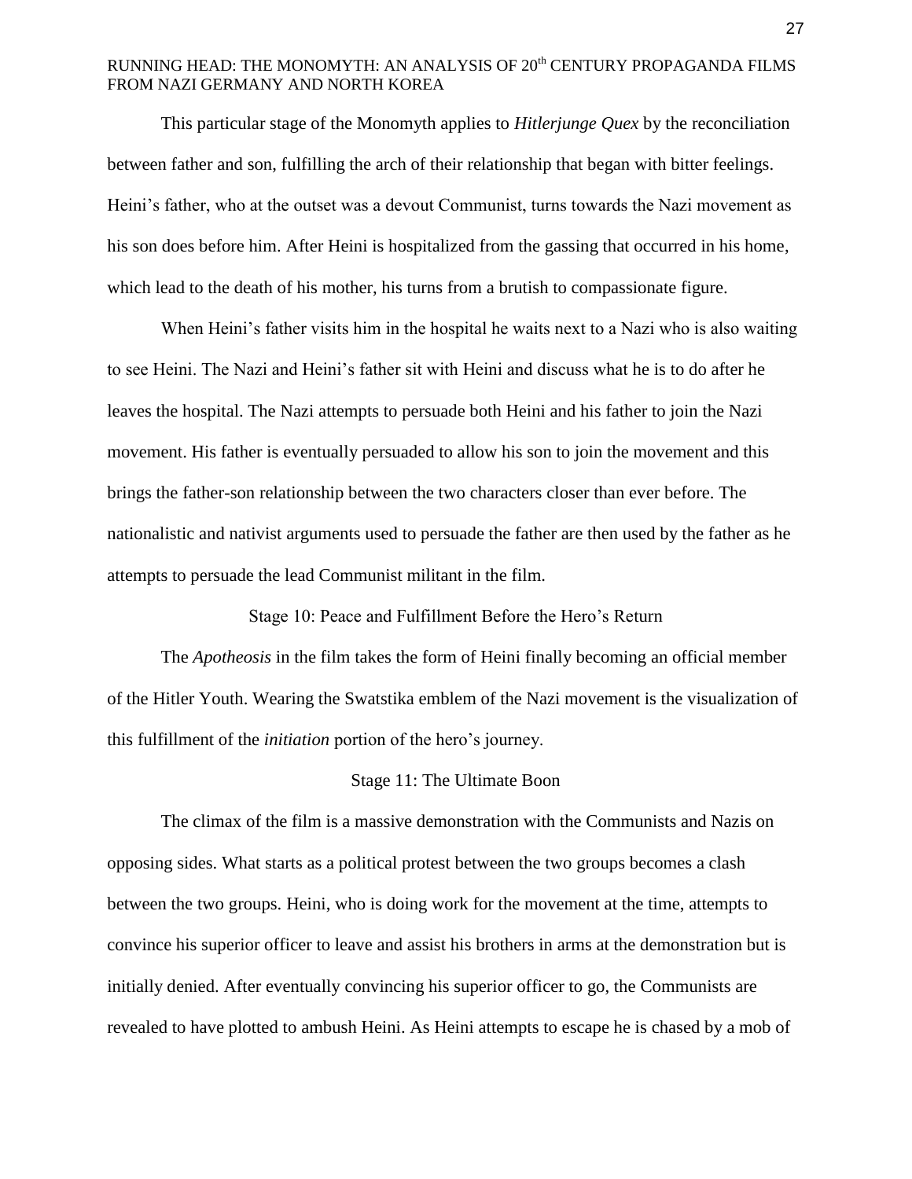This particular stage of the Monomyth applies to *Hitlerjunge Quex* by the reconciliation between father and son, fulfilling the arch of their relationship that began with bitter feelings. Heini's father, who at the outset was a devout Communist, turns towards the Nazi movement as his son does before him. After Heini is hospitalized from the gassing that occurred in his home, which lead to the death of his mother, his turns from a brutish to compassionate figure.

When Heini's father visits him in the hospital he waits next to a Nazi who is also waiting to see Heini. The Nazi and Heini's father sit with Heini and discuss what he is to do after he leaves the hospital. The Nazi attempts to persuade both Heini and his father to join the Nazi movement. His father is eventually persuaded to allow his son to join the movement and this brings the father-son relationship between the two characters closer than ever before. The nationalistic and nativist arguments used to persuade the father are then used by the father as he attempts to persuade the lead Communist militant in the film.

### Stage 10: Peace and Fulfillment Before the Hero's Return

The *Apotheosis* in the film takes the form of Heini finally becoming an official member of the Hitler Youth. Wearing the Swatstika emblem of the Nazi movement is the visualization of this fulfillment of the *initiation* portion of the hero's journey.

### Stage 11: The Ultimate Boon

The climax of the film is a massive demonstration with the Communists and Nazis on opposing sides. What starts as a political protest between the two groups becomes a clash between the two groups. Heini, who is doing work for the movement at the time, attempts to convince his superior officer to leave and assist his brothers in arms at the demonstration but is initially denied. After eventually convincing his superior officer to go, the Communists are revealed to have plotted to ambush Heini. As Heini attempts to escape he is chased by a mob of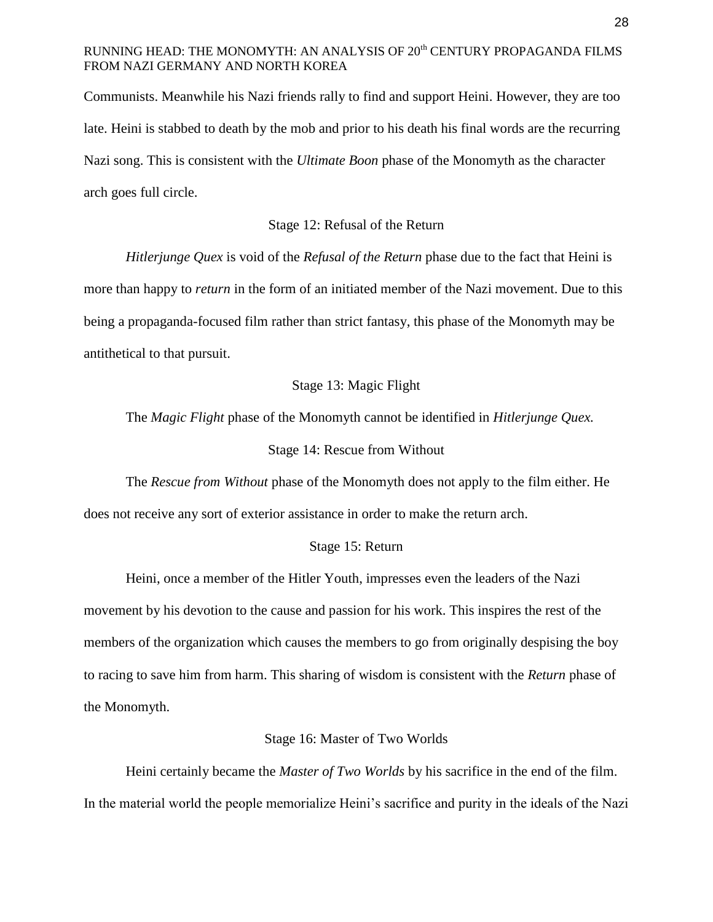Communists. Meanwhile his Nazi friends rally to find and support Heini. However, they are too late. Heini is stabbed to death by the mob and prior to his death his final words are the recurring Nazi song. This is consistent with the *Ultimate Boon* phase of the Monomyth as the character arch goes full circle.

### Stage 12: Refusal of the Return

*Hitlerjunge Quex* is void of the *Refusal of the Return* phase due to the fact that Heini is more than happy to *return* in the form of an initiated member of the Nazi movement. Due to this being a propaganda-focused film rather than strict fantasy, this phase of the Monomyth may be antithetical to that pursuit.

### Stage 13: Magic Flight

The *Magic Flight* phase of the Monomyth cannot be identified in *Hitlerjunge Quex.*

### Stage 14: Rescue from Without

The *Rescue from Without* phase of the Monomyth does not apply to the film either. He does not receive any sort of exterior assistance in order to make the return arch.

### Stage 15: Return

Heini, once a member of the Hitler Youth, impresses even the leaders of the Nazi movement by his devotion to the cause and passion for his work. This inspires the rest of the members of the organization which causes the members to go from originally despising the boy to racing to save him from harm. This sharing of wisdom is consistent with the *Return* phase of the Monomyth.

### Stage 16: Master of Two Worlds

Heini certainly became the *Master of Two Worlds* by his sacrifice in the end of the film. In the material world the people memorialize Heini's sacrifice and purity in the ideals of the Nazi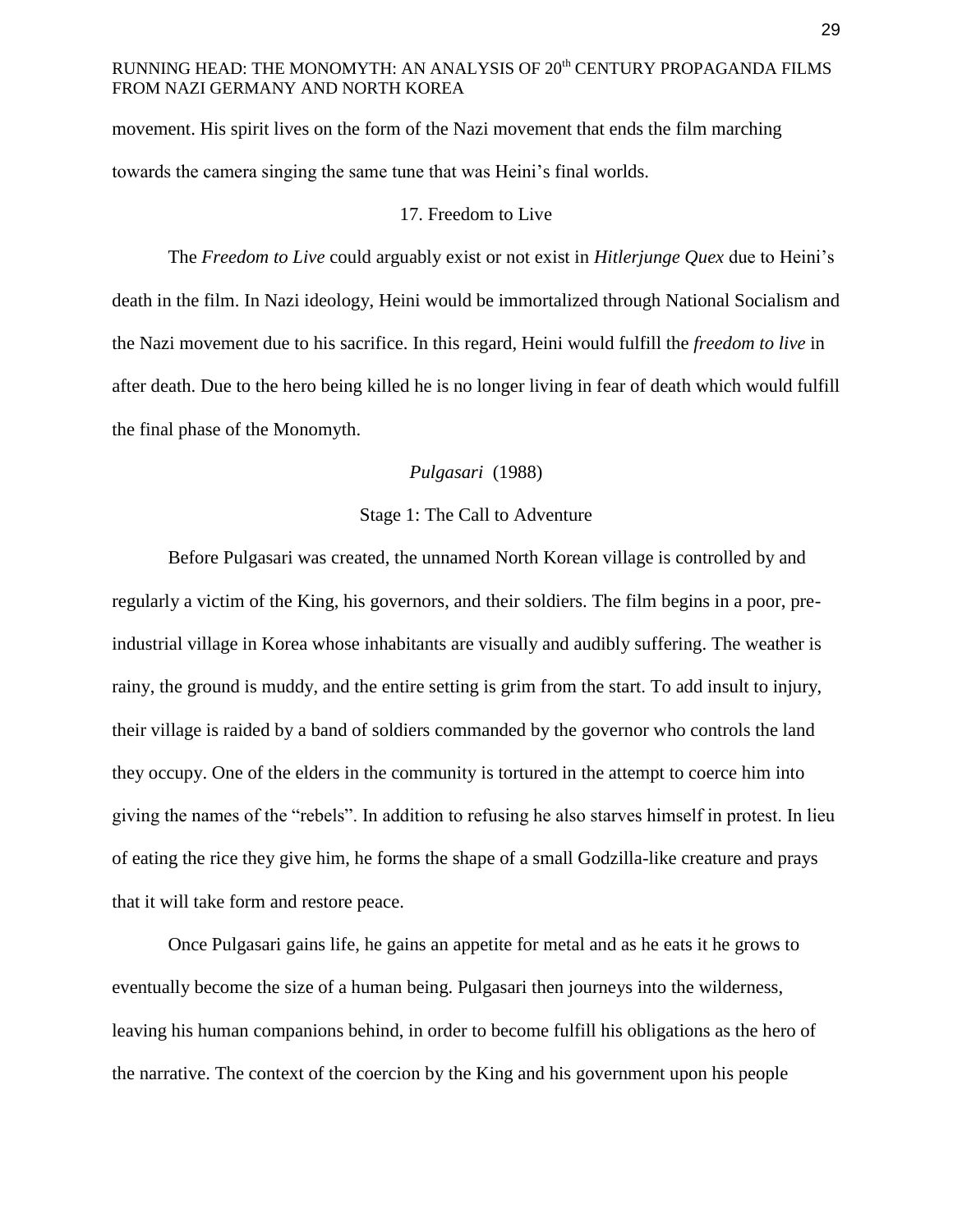movement. His spirit lives on the form of the Nazi movement that ends the film marching towards the camera singing the same tune that was Heini's final worlds.

### 17. Freedom to Live

The *Freedom to Live* could arguably exist or not exist in *Hitlerjunge Quex* due to Heini's death in the film. In Nazi ideology, Heini would be immortalized through National Socialism and the Nazi movement due to his sacrifice. In this regard, Heini would fulfill the *freedom to live* in after death. Due to the hero being killed he is no longer living in fear of death which would fulfill the final phase of the Monomyth.

## *Pulgasari* (1988)

### Stage 1: The Call to Adventure

Before Pulgasari was created, the unnamed North Korean village is controlled by and regularly a victim of the King, his governors, and their soldiers. The film begins in a poor, pre-industrial village in Korea whose inhabitants are visually and audibly suffering. The weather is rainy, the ground is muddy, and the entire setting is grim from the start. To add insult to injury, their village is raided by a band of soldiers commanded by the governor who controls the land they occupy. One of the elders in the community is tortured in the attempt to coerce him into giving the names of the "rebels". In addition to refusing he also starves himself in protest. In lieu of eating the rice they give him, he forms the shape of a small Godzilla-like creature and prays that it will take form and restore peace.

Once Pulgasari gains life, he gains an appetite for metal and as he eats it he grows to eventually become the size of a human being. Pulgasari then journeys into the wilderness, leaving his human companions behind, in order to become fulfill his obligations as the hero of the narrative. The context of the coercion by the King and his government upon his people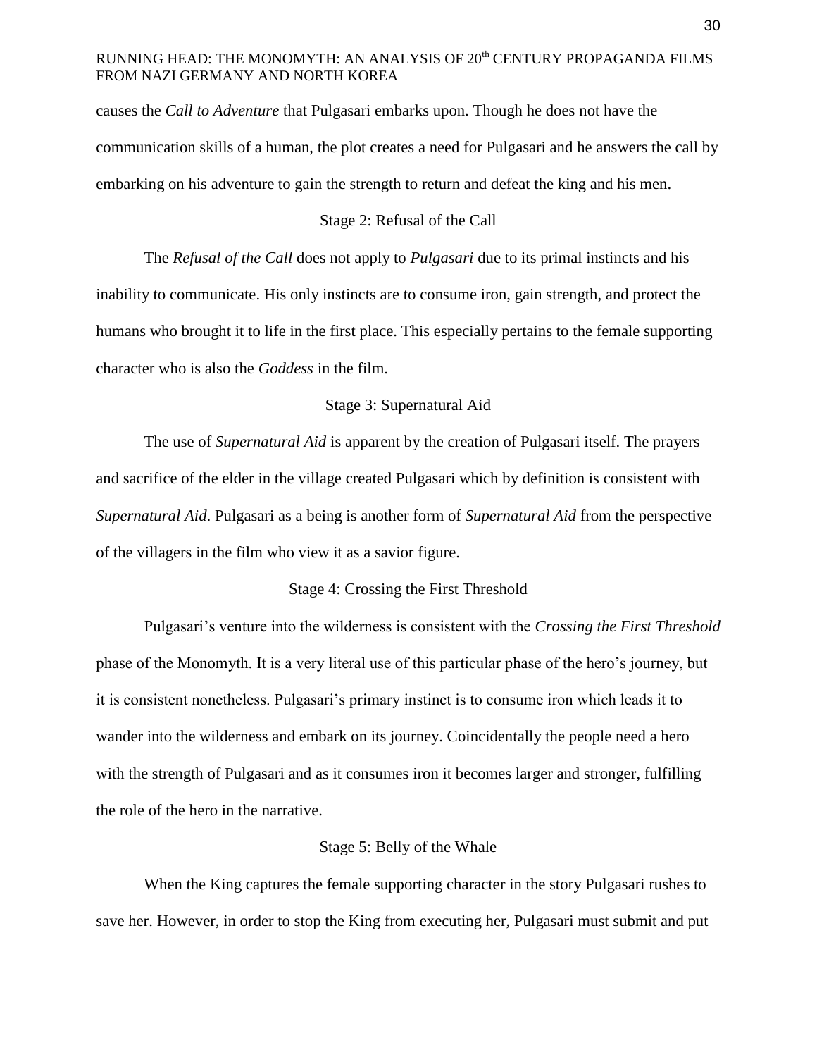causes the *Call to Adventure* that Pulgasari embarks upon. Though he does not have the communication skills of a human, the plot creates a need for Pulgasari and he answers the call by embarking on his adventure to gain the strength to return and defeat the king and his men.

### Stage 2: Refusal of the Call

The *Refusal of the Call* does not apply to *Pulgasari* due to its primal instincts and his inability to communicate. His only instincts are to consume iron, gain strength, and protect the humans who brought it to life in the first place. This especially pertains to the female supporting character who is also the *Goddess* in the film.

### Stage 3: Supernatural Aid

The use of *Supernatural Aid* is apparent by the creation of Pulgasari itself. The prayers and sacrifice of the elder in the village created Pulgasari which by definition is consistent with *Supernatural Aid*. Pulgasari as a being is another form of *Supernatural Aid* from the perspective of the villagers in the film who view it as a savior figure.

### Stage 4: Crossing the First Threshold

Pulgasari's venture into the wilderness is consistent with the *Crossing the First Threshold* phase of the Monomyth. It is a very literal use of this particular phase of the hero's journey, but it is consistent nonetheless. Pulgasari's primary instinct is to consume iron which leads it to wander into the wilderness and embark on its journey. Coincidentally the people need a hero with the strength of Pulgasari and as it consumes iron it becomes larger and stronger, fulfilling the role of the hero in the narrative.

### Stage 5: Belly of the Whale

When the King captures the female supporting character in the story Pulgasari rushes to save her. However, in order to stop the King from executing her, Pulgasari must submit and put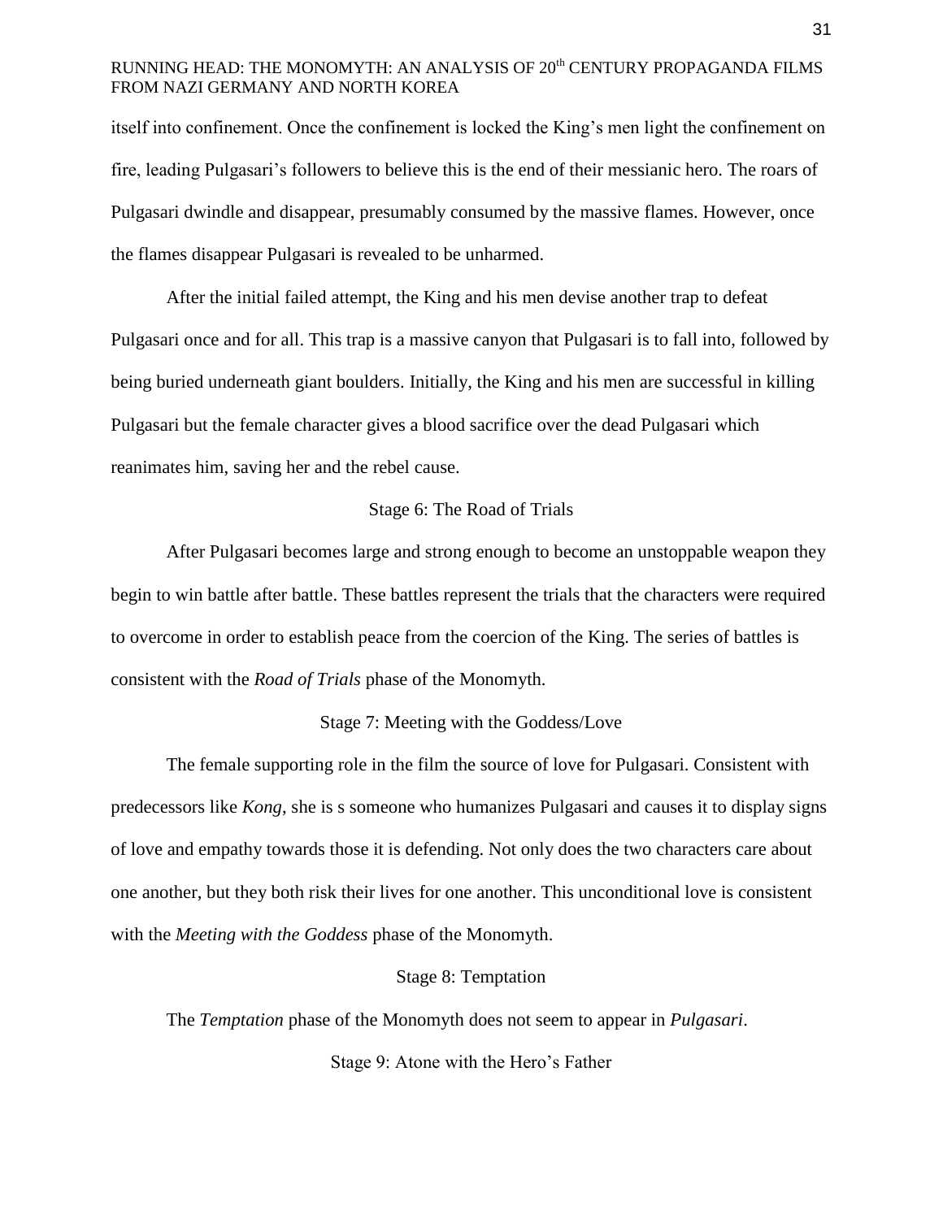itself into confinement. Once the confinement is locked the King's men light the confinement on fire, leading Pulgasari's followers to believe this is the end of their messianic hero. The roars of Pulgasari dwindle and disappear, presumably consumed by the massive flames. However, once the flames disappear Pulgasari is revealed to be unharmed.

After the initial failed attempt, the King and his men devise another trap to defeat Pulgasari once and for all. This trap is a massive canyon that Pulgasari is to fall into, followed by being buried underneath giant boulders. Initially, the King and his men are successful in killing Pulgasari but the female character gives a blood sacrifice over the dead Pulgasari which reanimates him, saving her and the rebel cause.

### Stage 6: The Road of Trials

After Pulgasari becomes large and strong enough to become an unstoppable weapon they begin to win battle after battle. These battles represent the trials that the characters were required to overcome in order to establish peace from the coercion of the King. The series of battles is consistent with the *Road of Trials* phase of the Monomyth.

### Stage 7: Meeting with the Goddess/Love

The female supporting role in the film the source of love for Pulgasari. Consistent with predecessors like *Kong*, she is s someone who humanizes Pulgasari and causes it to display signs of love and empathy towards those it is defending. Not only does the two characters care about one another, but they both risk their lives for one another. This unconditional love is consistent with the *Meeting with the Goddess* phase of the Monomyth.

### Stage 8: Temptation

The *Temptation* phase of the Monomyth does not seem to appear in *Pulgasari*.

### Stage 9: Atone with the Hero's Father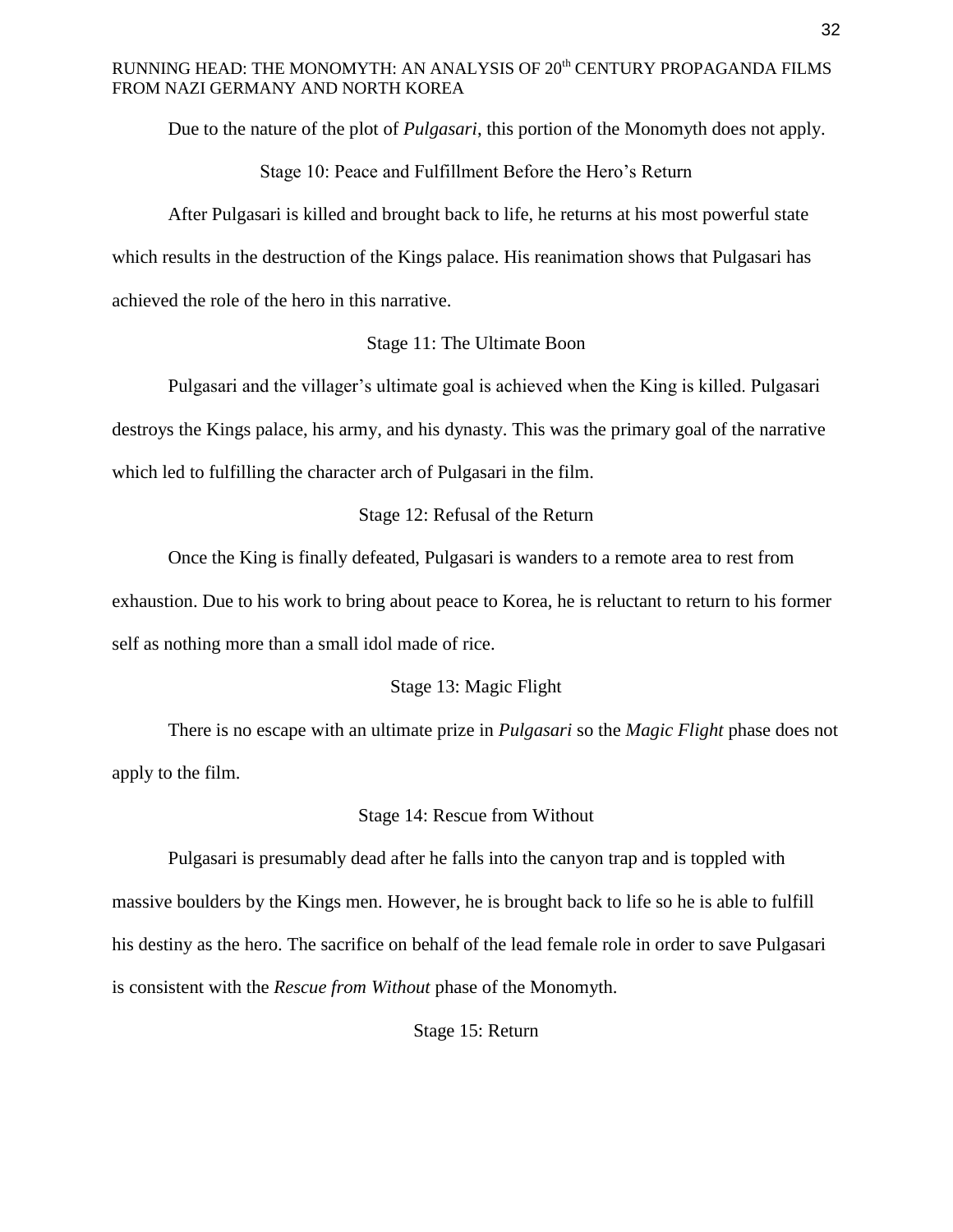Due to the nature of the plot of *Pulgasari*, this portion of the Monomyth does not apply.

### Stage 10: Peace and Fulfillment Before the Hero's Return

After Pulgasari is killed and brought back to life, he returns at his most powerful state which results in the destruction of the Kings palace. His reanimation shows that Pulgasari has achieved the role of the hero in this narrative.

### Stage 11: The Ultimate Boon

Pulgasari and the villager's ultimate goal is achieved when the King is killed. Pulgasari destroys the Kings palace, his army, and his dynasty. This was the primary goal of the narrative which led to fulfilling the character arch of Pulgasari in the film.

### Stage 12: Refusal of the Return

Once the King is finally defeated, Pulgasari is wanders to a remote area to rest from exhaustion. Due to his work to bring about peace to Korea, he is reluctant to return to his former self as nothing more than a small idol made of rice.

### Stage 13: Magic Flight

There is no escape with an ultimate prize in *Pulgasari* so the *Magic Flight* phase does not apply to the film.

### Stage 14: Rescue from Without

Pulgasari is presumably dead after he falls into the canyon trap and is toppled with massive boulders by the Kings men. However, he is brought back to life so he is able to fulfill his destiny as the hero. The sacrifice on behalf of the lead female role in order to save Pulgasari is consistent with the *Rescue from Without* phase of the Monomyth.

### Stage 15: Return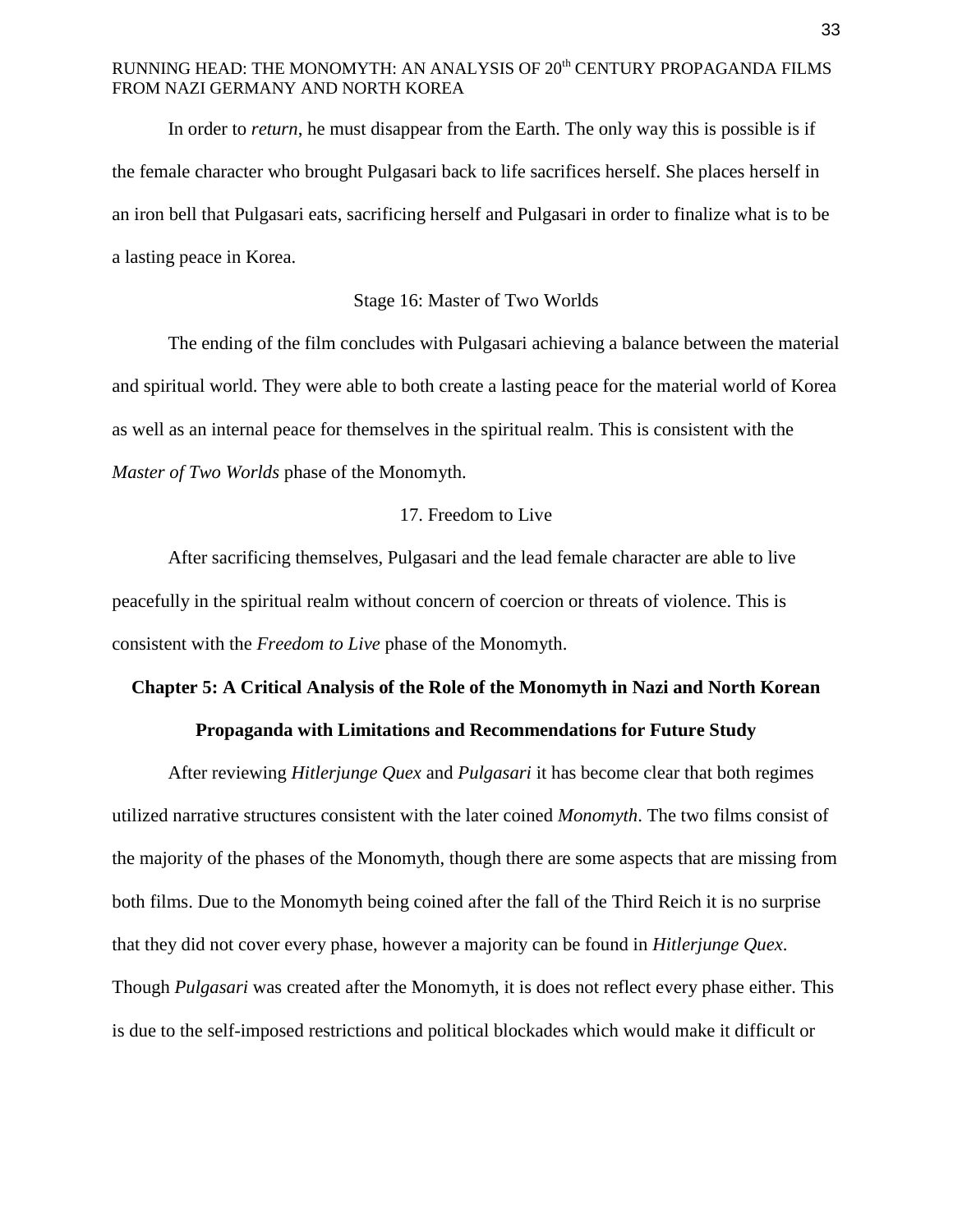In order to *return*, he must disappear from the Earth. The only way this is possible is if the female character who brought Pulgasari back to life sacrifices herself. She places herself in an iron bell that Pulgasari eats, sacrificing herself and Pulgasari in order to finalize what is to be a lasting peace in Korea.

### Stage 16: Master of Two Worlds

The ending of the film concludes with Pulgasari achieving a balance between the material and spiritual world. They were able to both create a lasting peace for the material world of Korea as well as an internal peace for themselves in the spiritual realm. This is consistent with the *Master of Two Worlds* phase of the Monomyth.

### 17. Freedom to Live

After sacrificing themselves, Pulgasari and the lead female character are able to live peacefully in the spiritual realm without concern of coercion or threats of violence. This is consistent with the *Freedom to Live* phase of the Monomyth.

## Chapter 5: A Critical Analysis of the Role of the Monomyth in Nazi and North Korean Propaganda with Limitations and Recommendations for Future Study

After reviewing *Hitlerjunge Quex* and *Pulgasari* it has become clear that both regimes utilized narrative structures consistent with the later coined *Monomyth*. The two films consist of the majority of the phases of the Monomyth, though there are some aspects that are missing from both films. Due to the Monomyth being coined after the fall of the Third Reich it is no surprise that they did not cover every phase, however a majority can be found in *Hitlerjunge Quex*. Though *Pulgasari* was created after the Monomyth, it is does not reflect every phase either. This is due to the self-imposed restrictions and political blockades which would make it difficult or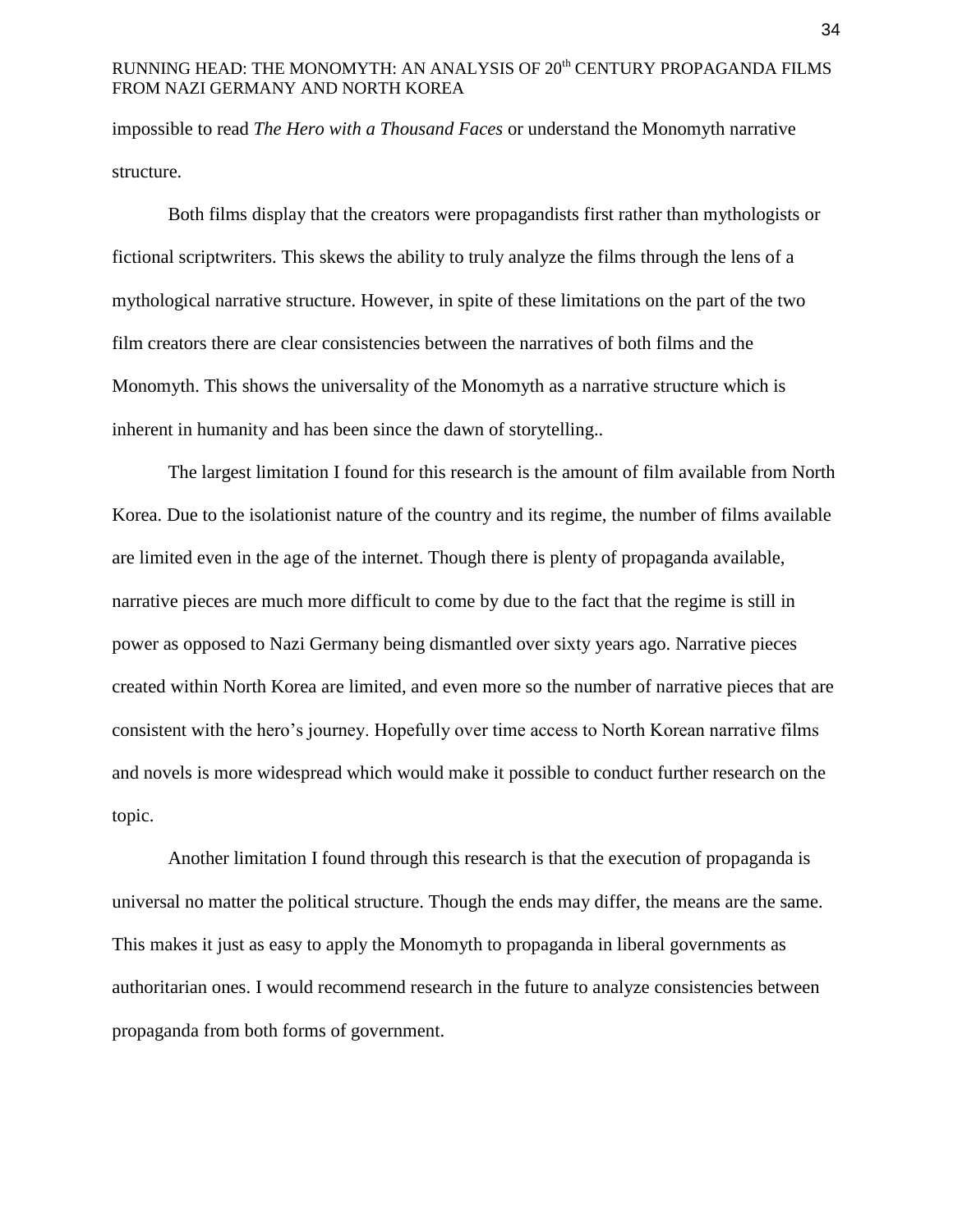impossible to read *The Hero with a Thousand Faces* or understand the Monomyth narrative structure.

Both films display that the creators were propagandists first rather than mythologists or fictional scriptwriters. This skews the ability to truly analyze the films through the lens of a mythological narrative structure. However, in spite of these limitations on the part of the two film creators there are clear consistencies between the narratives of both films and the Monomyth. This shows the universality of the Monomyth as a narrative structure which is inherent in humanity and has been since the dawn of storytelling..

The largest limitation I found for this research is the amount of film available from North Korea. Due to the isolationist nature of the country and its regime, the number of films available are limited even in the age of the internet. Though there is plenty of propaganda available, narrative pieces are much more difficult to come by due to the fact that the regime is still in power as opposed to Nazi Germany being dismantled over sixty years ago. Narrative pieces created within North Korea are limited, and even more so the number of narrative pieces that are consistent with the hero's journey. Hopefully over time access to North Korean narrative films and novels is more widespread which would make it possible to conduct further research on the topic.

Another limitation I found through this research is that the execution of propaganda is universal no matter the political structure. Though the ends may differ, the means are the same. This makes it just as easy to apply the Monomyth to propaganda in liberal governments as authoritarian ones. I would recommend research in the future to analyze consistencies between propaganda from both forms of government.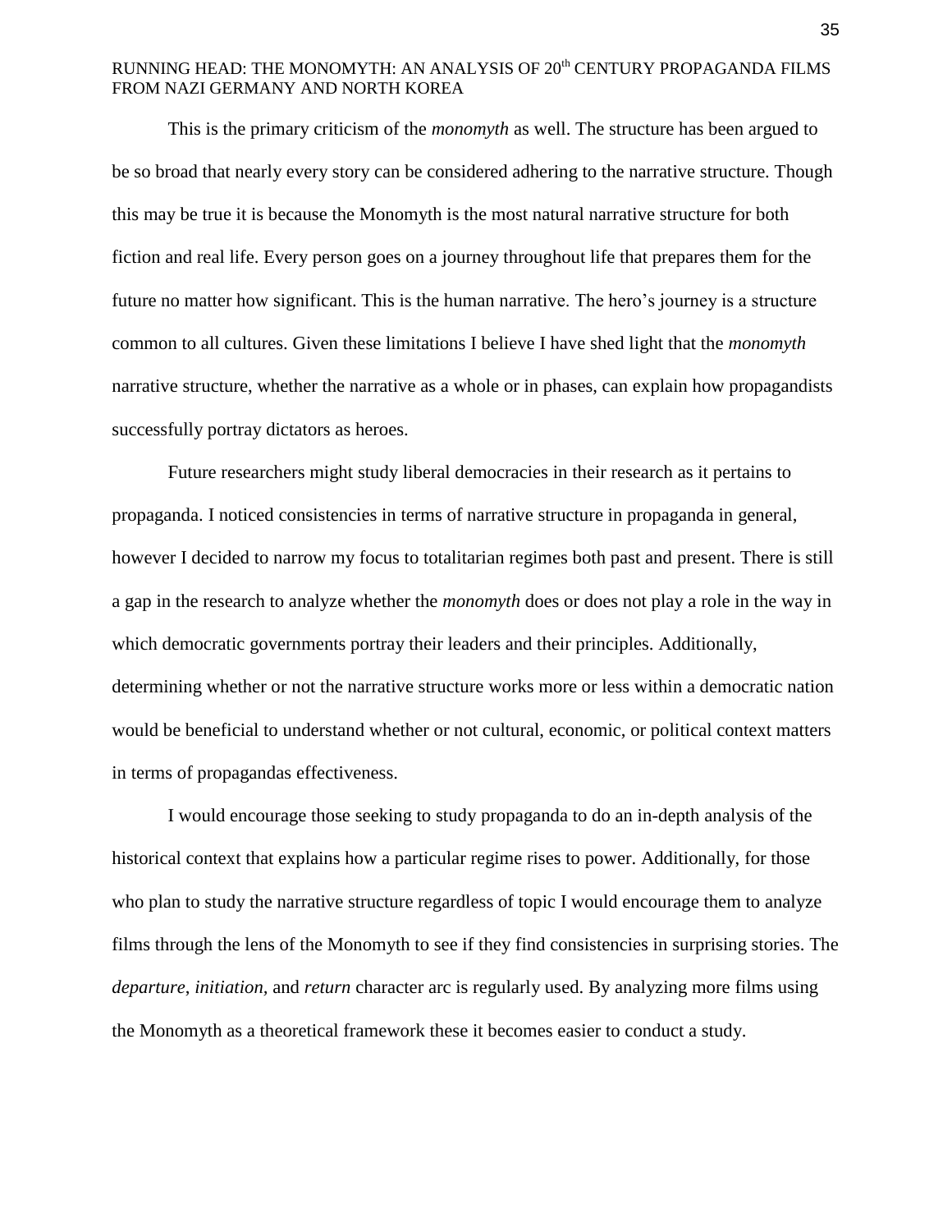This is the primary criticism of the *monomyth* as well. The structure has been argued to be so broad that nearly every story can be considered adhering to the narrative structure. Though this may be true it is because the Monomyth is the most natural narrative structure for both fiction and real life. Every person goes on a journey throughout life that prepares them for the future no matter how significant. This is the human narrative. The hero's journey is a structure common to all cultures. Given these limitations I believe I have shed light that the *monomyth* narrative structure, whether the narrative as a whole or in phases, can explain how propagandists successfully portray dictators as heroes.

Future researchers might study liberal democracies in their research as it pertains to propaganda. I noticed consistencies in terms of narrative structure in propaganda in general, however I decided to narrow my focus to totalitarian regimes both past and present. There is still a gap in the research to analyze whether the *monomyth* does or does not play a role in the way in which democratic governments portray their leaders and their principles. Additionally, determining whether or not the narrative structure works more or less within a democratic nation would be beneficial to understand whether or not cultural, economic, or political context matters in terms of propagandas effectiveness.

I would encourage those seeking to study propaganda to do an in-depth analysis of the historical context that explains how a particular regime rises to power. Additionally, for those who plan to study the narrative structure regardless of topic I would encourage them to analyze films through the lens of the Monomyth to see if they find consistencies in surprising stories. The *departure*, *initiation,* and *return* character arc is regularly used. By analyzing more films using the Monomyth as a theoretical framework these it becomes easier to conduct a study.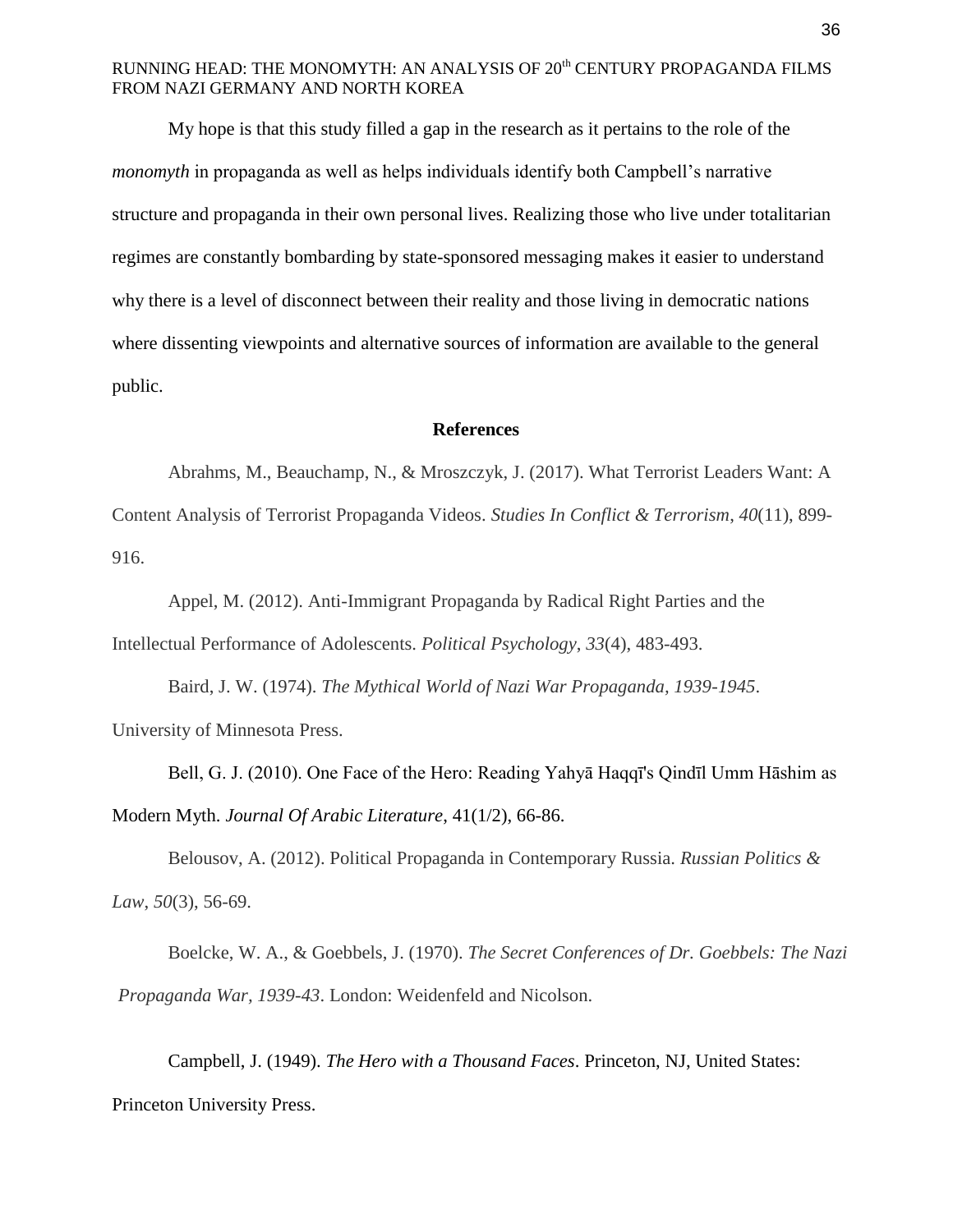My hope is that this study filled a gap in the research as it pertains to the role of the *monomyth* in propaganda as well as helps individuals identify both Campbell's narrative structure and propaganda in their own personal lives. Realizing those who live under totalitarian regimes are constantly bombarding by state-sponsored messaging makes it easier to understand why there is a level of disconnect between their reality and those living in democratic nations where dissenting viewpoints and alternative sources of information are available to the general public.

## References

Abrahms, M., Beauchamp, N., & Mroszczyk, J. (2017). What Terrorist Leaders Want: A Content Analysis of Terrorist Propaganda Videos. *Studies In Conflict & Terrorism*, *40*(11), 899-916.

Appel, M. (2012). Anti-Immigrant Propaganda by Radical Right Parties and the Intellectual Performance of Adolescents. *Political Psychology*, *33*(4), 483-493.

Baird, J. W. (1974). *The Mythical World of Nazi War Propaganda, 1939-1945*. University of Minnesota Press.

Bell, G. J. (2010). One Face of the Hero: Reading Yahyā Haqqī's Qindīl Umm Hāshim as Modern Myth. *Journal Of Arabic Literature*, 41(1/2), 66-86.

Belousov, A. (2012). Political Propaganda in Contemporary Russia. *Russian Politics & Law*, *50*(3), 56-69.

Boelcke, W. A., & Goebbels, J. (1970). *The Secret Conferences of Dr. Goebbels: The Nazi Propaganda War, 1939-43*. London: Weidenfeld and Nicolson.

Campbell, J. (1949). *The Hero with a Thousand Faces*. Princeton, NJ, United States: Princeton University Press.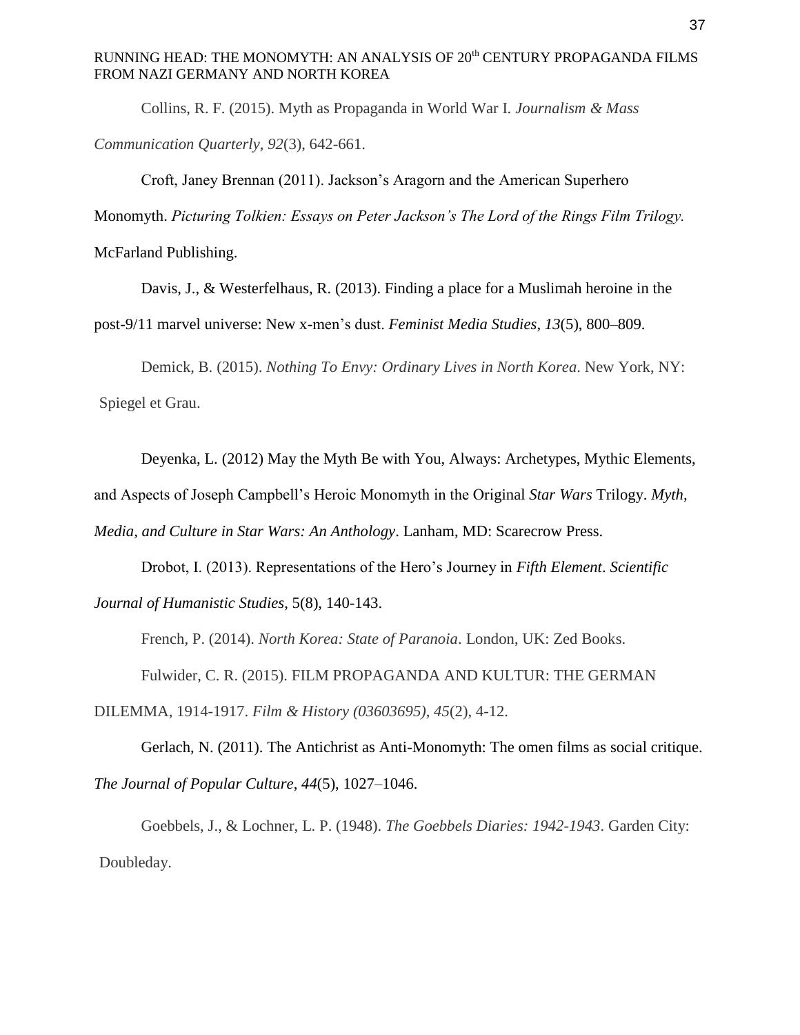Collins, R. F. (2015). Myth as Propaganda in World War I. *Journalism & Mass Communication Quarterly*, *92*(3), 642-661.

Croft, Janey Brennan (2011). Jackson's Aragorn and the American Superhero Monomyth. *Picturing Tolkien: Essays on Peter Jackson's The Lord of the Rings Film Trilogy.* McFarland Publishing.

Davis, J., & Westerfelhaus, R. (2013). Finding a place for a Muslimah heroine in the post-9/11 marvel universe: New x-men's dust. *Feminist Media Studies*, *13*(5), 800–809.

Demick, B. (2015). *Nothing To Envy: Ordinary Lives in North Korea*. New York, NY: Spiegel et Grau.

Deyenka, L. (2012) May the Myth Be with You, Always: Archetypes, Mythic Elements, and Aspects of Joseph Campbell's Heroic Monomyth in the Original *Star Wars* Trilogy. *Myth, Media, and Culture in Star Wars: An Anthology*. Lanham, MD: Scarecrow Press.

Drobot, I. (2013). Representations of the Hero's Journey in *Fifth Element*. *Scientific Journal of Humanistic Studies*, 5(8), 140-143.

French, P. (2014). *North Korea: State of Paranoia*. London, UK: Zed Books.

Fulwider, C. R. (2015). FILM PROPAGANDA AND KULTUR: THE GERMAN DILEMMA, 1914-1917. *Film & History (03603695)*, *45*(2), 4-12.

Gerlach, N. (2011). The Antichrist as Anti-Monomyth: The omen films as social critique. *The Journal of Popular Culture*, *44*(5), 1027–1046.

Goebbels, J., & Lochner, L. P. (1948). *The Goebbels Diaries: 1942-1943*. Garden City: Doubleday.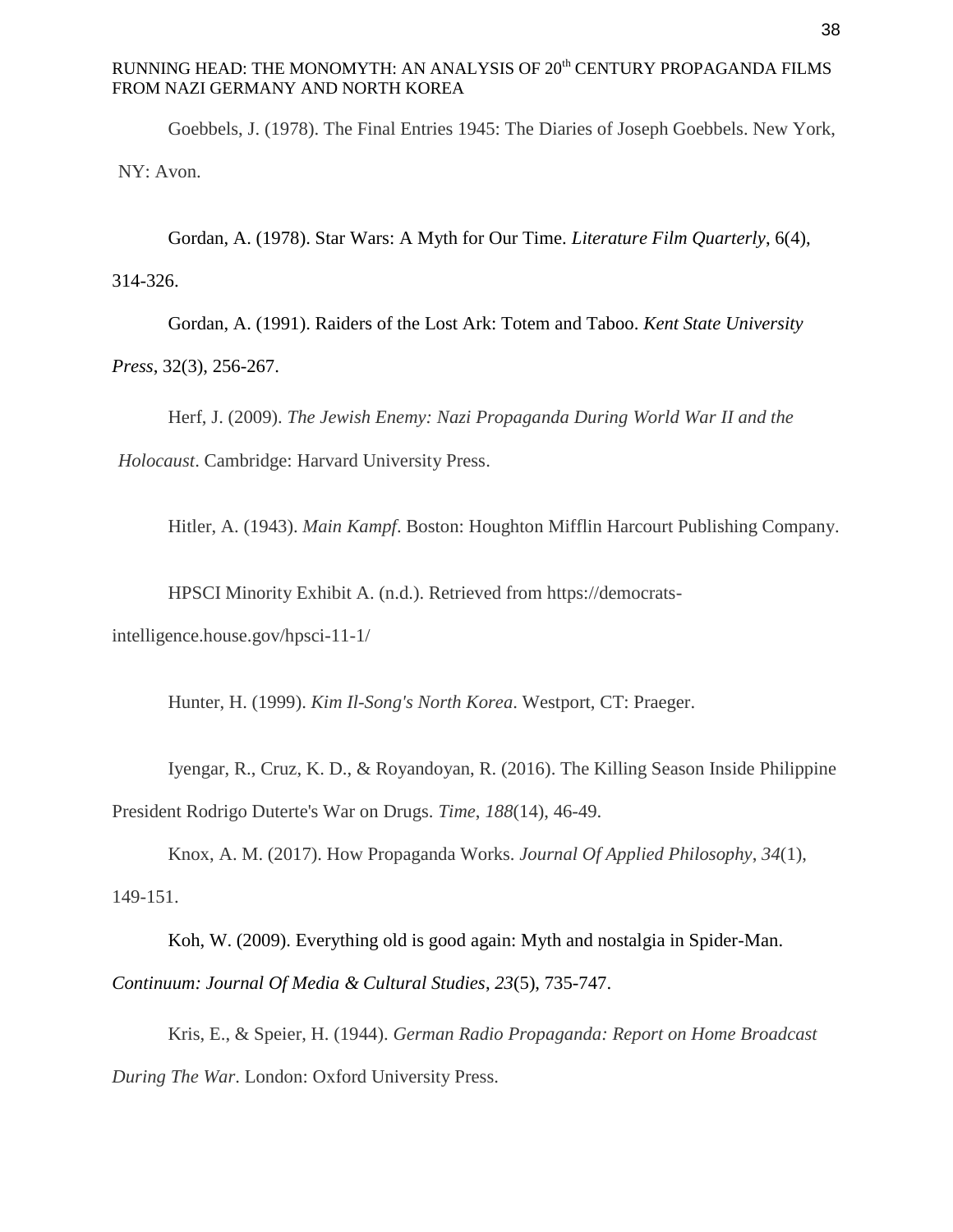Goebbels, J. (1978). The Final Entries 1945: The Diaries of Joseph Goebbels. New York, NY: Avon.

Gordan, A. (1978). Star Wars: A Myth for Our Time. *Literature Film Quarterly*, 6(4), 314-326.

Gordan, A. (1991). Raiders of the Lost Ark: Totem and Taboo. *Kent State University Press*, 32(3), 256-267.

Herf, J. (2009). *The Jewish Enemy: Nazi Propaganda During World War II and the Holocaust*. Cambridge: Harvard University Press.

Hitler, A. (1943). *Main Kampf*. Boston: Houghton Mifflin Harcourt Publishing Company.

HPSCI Minority Exhibit A. (n.d.). Retrieved from https://democrats-intelligence.house.gov/hpsci-11-1/

Hunter, H. (1999). *Kim Il-Song's North Korea*. Westport, CT: Praeger.

Iyengar, R., Cruz, K. D., & Royandoyan, R. (2016). The Killing Season Inside Philippine President Rodrigo Duterte's War on Drugs. *Time*, *188*(14), 46-49.

Knox, A. M. (2017). How Propaganda Works. *Journal Of Applied Philosophy*, *34*(1), 149-151.

Koh, W. (2009). Everything old is good again: Myth and nostalgia in Spider-Man. *Continuum: Journal Of Media & Cultural Studies*, *23*(5), 735-747.

Kris, E., & Speier, H. (1944). *German Radio Propaganda: Report on Home Broadcast During The War*. London: Oxford University Press.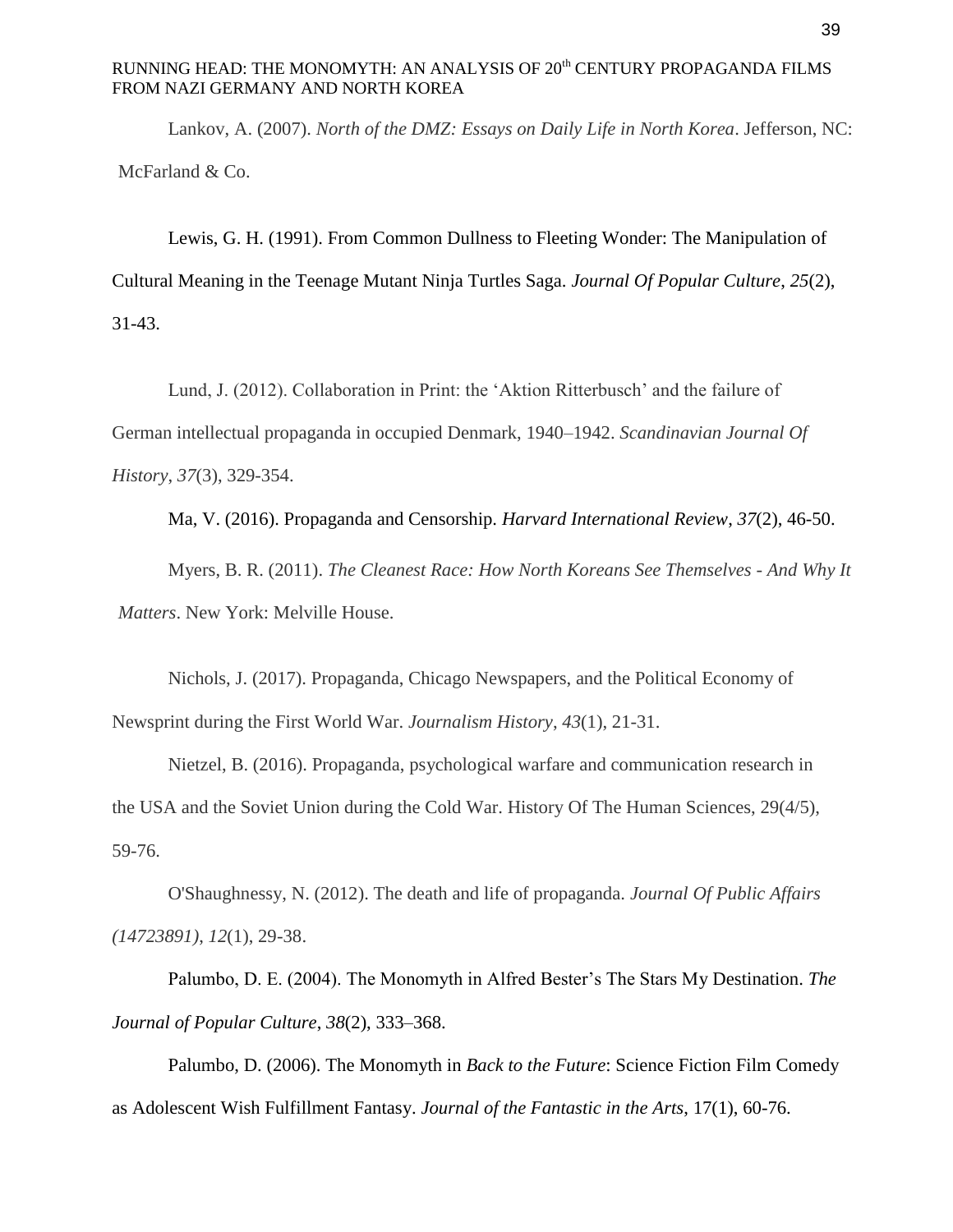Lankov, A. (2007). *North of the DMZ: Essays on Daily Life in North Korea*. Jefferson, NC: McFarland & Co.

Lewis, G. H. (1991). From Common Dullness to Fleeting Wonder: The Manipulation of Cultural Meaning in the Teenage Mutant Ninja Turtles Saga. *Journal Of Popular Culture*, *25*(2), 31-43.

Lund, J. (2012). Collaboration in Print: the 'Aktion Ritterbusch' and the failure of German intellectual propaganda in occupied Denmark, 1940–1942. *Scandinavian Journal Of History*, *37*(3), 329-354.

Ma, V. (2016). Propaganda and Censorship. *Harvard International Review*, *37*(2), 46-50.

Myers, B. R. (2011). *The Cleanest Race: How North Koreans See Themselves - And Why It Matters*. New York: Melville House.

Nichols, J. (2017). Propaganda, Chicago Newspapers, and the Political Economy of Newsprint during the First World War. *Journalism History*, *43*(1), 21-31.

Nietzel, B. (2016). Propaganda, psychological warfare and communication research in the USA and the Soviet Union during the Cold War. History Of The Human Sciences, 29(4/5), 59-76.

O'Shaughnessy, N. (2012). The death and life of propaganda. *Journal Of Public Affairs (14723891)*, *12*(1), 29-38.

Palumbo, D. E. (2004). The Monomyth in Alfred Bester's The Stars My Destination. *The Journal of Popular Culture*, *38*(2), 333–368.

Palumbo, D. (2006). The Monomyth in *Back to the Future*: Science Fiction Film Comedy as Adolescent Wish Fulfillment Fantasy. *Journal of the Fantastic in the Arts*, 17(1), 60-76.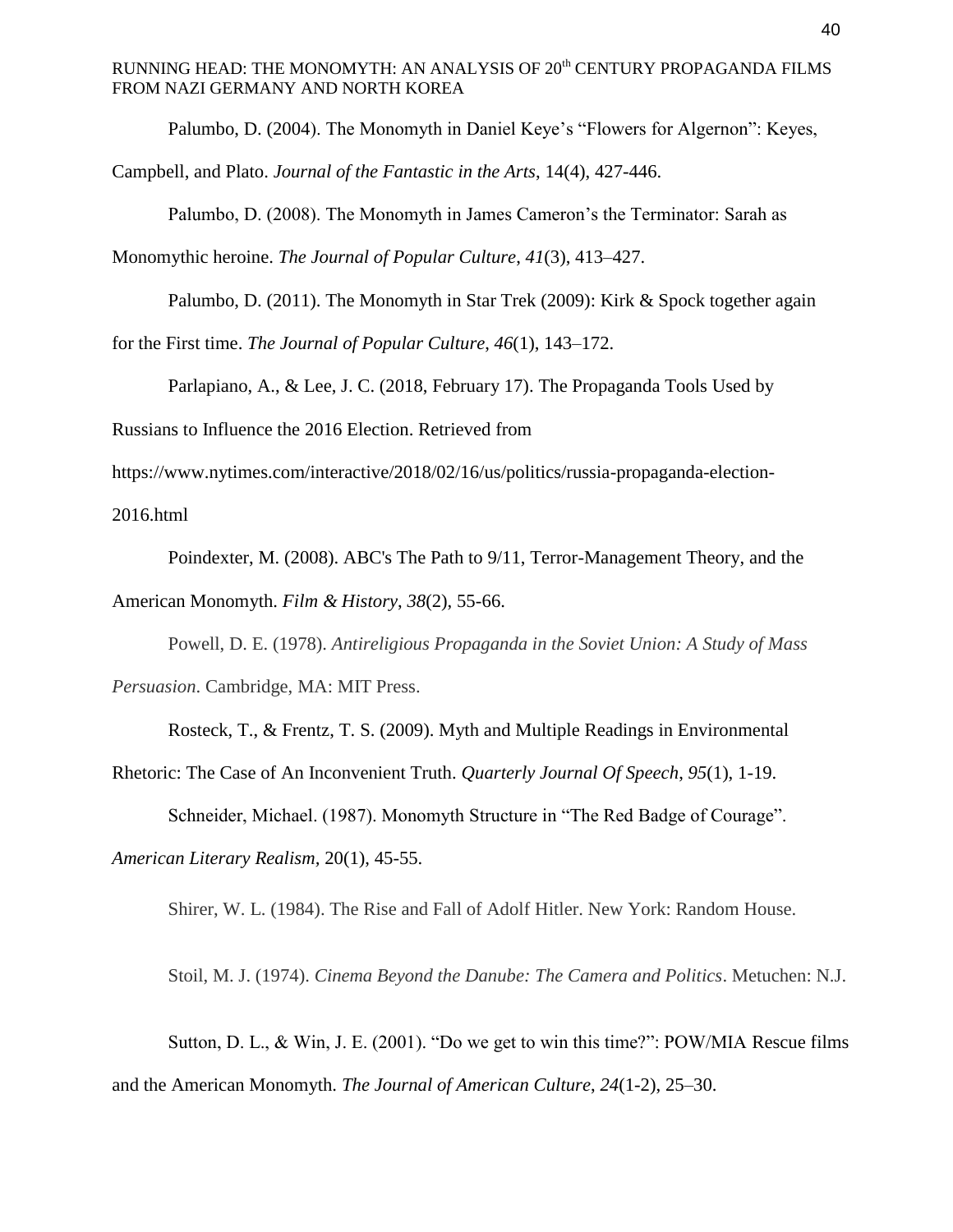Palumbo, D. (2004). The Monomyth in Daniel Keye's "Flowers for Algernon": Keyes, Campbell, and Plato. *Journal of the Fantastic in the Arts*, 14(4), 427-446.

Palumbo, D. (2008). The Monomyth in James Cameron's the Terminator: Sarah as Monomythic heroine. *The Journal of Popular Culture*, *41*(3), 413–427.

Palumbo, D. (2011). The Monomyth in Star Trek (2009): Kirk & Spock together again for the First time. *The Journal of Popular Culture*, *46*(1), 143–172.

Parlapiano, A., & Lee, J. C. (2018, February 17). The Propaganda Tools Used by Russians to Influence the 2016 Election. Retrieved from https://www.nytimes.com/interactive/2018/02/16/us/politics/russia-propaganda-election-2016.html

Poindexter, M. (2008). ABC's The Path to 9/11, Terror-Management Theory, and the American Monomyth. *Film & History*, *38*(2), 55-66.

Powell, D. E. (1978). *Antireligious Propaganda in the Soviet Union: A Study of Mass Persuasion*. Cambridge, MA: MIT Press.

Rosteck, T., & Frentz, T. S. (2009). Myth and Multiple Readings in Environmental Rhetoric: The Case of An Inconvenient Truth. *Quarterly Journal Of Speech*, *95*(1), 1-19.

Schneider, Michael. (1987). Monomyth Structure in "The Red Badge of Courage". *American Literary Realism*, 20(1), 45-55.

Shirer, W. L. (1984). The Rise and Fall of Adolf Hitler. New York: Random House.

Stoil, M. J. (1974). *Cinema Beyond the Danube: The Camera and Politics*. Metuchen: N.J.

Sutton, D. L., & Win, J. E. (2001). "Do we get to win this time?": POW/MIA Rescue films and the American Monomyth. *The Journal of American Culture*, *24*(1-2), 25–30.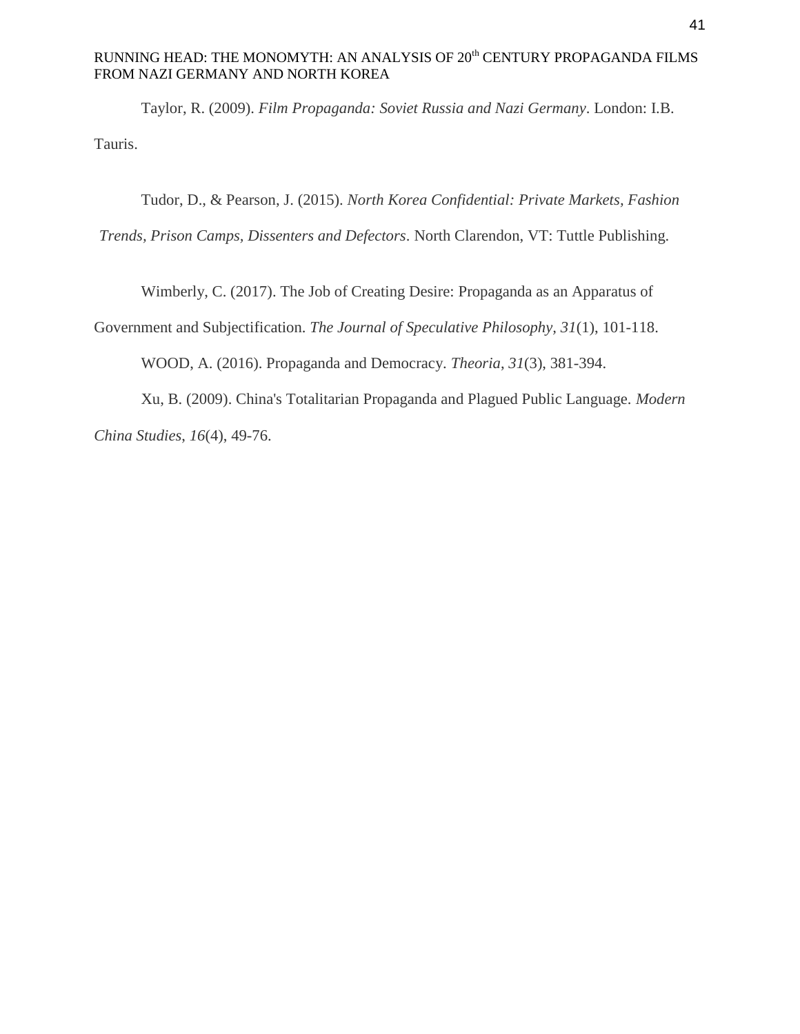Taylor, R. (2009). *Film Propaganda: Soviet Russia and Nazi Germany*. London: I.B. Tauris.

Tudor, D., & Pearson, J. (2015). *North Korea Confidential: Private Markets, Fashion Trends, Prison Camps, Dissenters and Defectors*. North Clarendon, VT: Tuttle Publishing.

Wimberly, C. (2017). The Job of Creating Desire: Propaganda as an Apparatus of Government and Subjectification. *The Journal of Speculative Philosophy, 31*(1), 101-118.

WOOD, A. (2016). Propaganda and Democracy. *Theoria*, *31*(3), 381-394.

Xu, B. (2009). China's Totalitarian Propaganda and Plagued Public Language. *Modern China Studies*, *16*(4), 49-76.